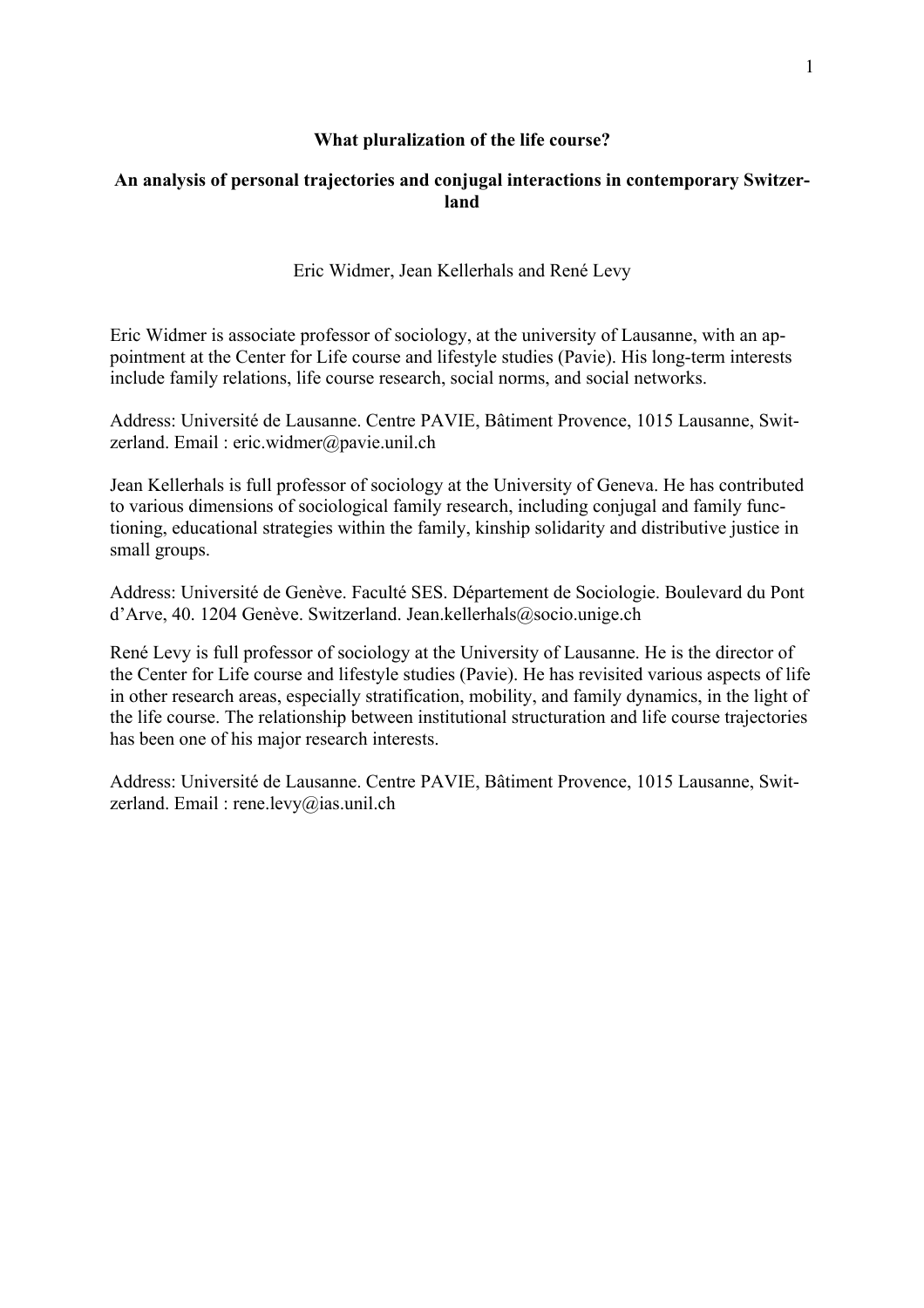# What pluralization of the life course?

## An analysis of personal trajectories and conjugal interactions in contemporary Switzerland

Eric Widmer, Jean Kellerhals and René Levy

Eric Widmer is associate professor of sociology, at the university of Lausanne, with an appointment at the Center for Life course and lifestyle studies (Pavie). His long-term interests include family relations, life course research, social norms, and social networks.

Address: Université de Lausanne. Centre PAVIE, Bâtiment Provence, 1015 Lausanne, Switzerland. Email : eric.widmer@pavie.unil.ch

Jean Kellerhals is full professor of sociology at the University of Geneva. He has contributed to various dimensions of sociological family research, including conjugal and family functioning, educational strategies within the family, kinship solidarity and distributive justice in small groups.

Address: Université de Genève. Faculté SES. Département de Sociologie. Boulevard du Pont d'Arve, 40. 1204 Genève. Switzerland. Jean.kellerhals@socio.unige.ch

René Levy is full professor of sociology at the University of Lausanne. He is the director of the Center for Life course and lifestyle studies (Pavie). He has revisited various aspects of life in other research areas, especially stratification, mobility, and family dynamics, in the light of the life course. The relationship between institutional structuration and life course trajectories has been one of his major research interests.

Address: Université de Lausanne. Centre PAVIE, Bâtiment Provence, 1015 Lausanne, Switzerland. Email : rene.levy@ias.unil.ch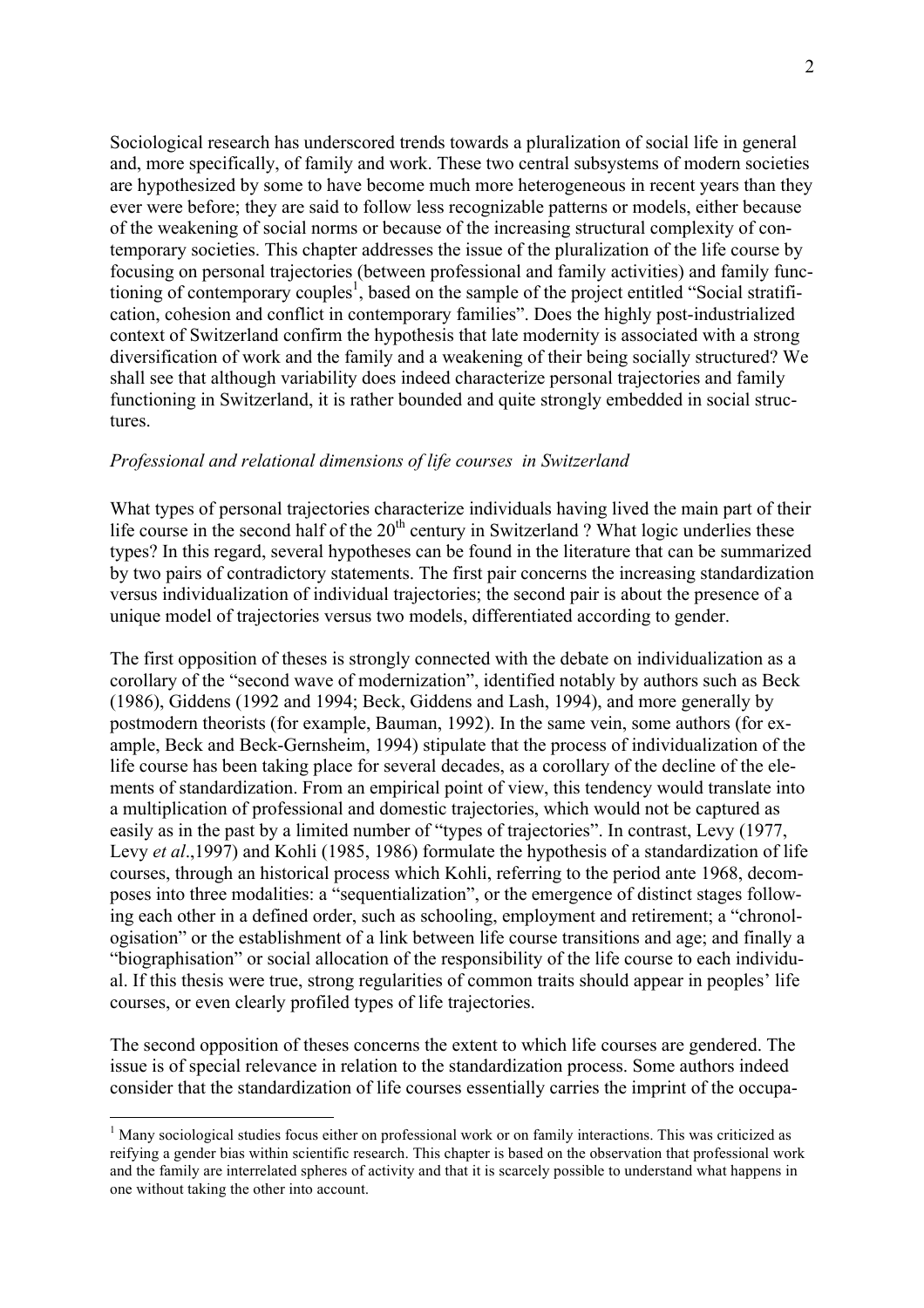Sociological research has underscored trends towards a pluralization of social life in general and, more specifically, of family and work. These two central subsystems of modern societies are hypothesized by some to have become much more heterogeneous in recent years than they ever were before; they are said to follow less recognizable patterns or models, either because of the weakening of social norms or because of the increasing structural complexity of contemporary societies. This chapter addresses the issue of the pluralization of the life course by focusing on personal trajectories (between professional and family activities) and family functioning of contemporary couples[1], based on the sample of the project entitled "Social stratification, cohesion and conflict in contemporary families". Does the highly post-industrialized context of Switzerland confirm the hypothesis that late modernity is associated with a strong diversification of work and the family and a weakening of their being socially structured? We shall see that although variability does indeed characterize personal trajectories and family functioning in Switzerland, it is rather bounded and quite strongly embedded in social structures.

*Professional and relational dimensions of life courses in Switzerland*

What types of personal trajectories characterize individuals having lived the main part of their life course in the second half of the 20th century in Switzerland ? What logic underlies these types? In this regard, several hypotheses can be found in the literature that can be summarized by two pairs of contradictory statements. The first pair concerns the increasing standardization versus individualization of individual trajectories; the second pair is about the presence of a unique model of trajectories versus two models, differentiated according to gender.

The first opposition of theses is strongly connected with the debate on individualization as a corollary of the "second wave of modernization", identified notably by authors such as Beck (1986), Giddens (1992 and 1994; Beck, Giddens and Lash, 1994), and more generally by postmodern theorists (for example, Bauman, 1992). In the same vein, some authors (for example, Beck and Beck-Gernsheim, 1994) stipulate that the process of individualization of the life course has been taking place for several decades, as a corollary of the decline of the elements of standardization. From an empirical point of view, this tendency would translate into a multiplication of professional and domestic trajectories, which would not be captured as easily as in the past by a limited number of "types of trajectories". In contrast, Levy (1977, Levy *et al*.,1997) and Kohli (1985, 1986) formulate the hypothesis of a standardization of life courses, through an historical process which Kohli, referring to the period ante 1968, decomposes into three modalities: a "sequentialization", or the emergence of distinct stages following each other in a defined order, such as schooling, employment and retirement; a "chronologisation" or the establishment of a link between life course transitions and age; and finally a "biographisation" or social allocation of the responsibility of the life course to each individual. If this thesis were true, strong regularities of common traits should appear in peoples' life courses, or even clearly profiled types of life trajectories.

The second opposition of theses concerns the extent to which life courses are gendered. The issue is of special relevance in relation to the standardization process. Some authors indeed consider that the standardization of life courses essentially carries the imprint of the occupa-

[1] Many sociological studies focus either on professional work or on family interactions. This was criticized as reifying a gender bias within scientific research. This chapter is based on the observation that professional work and the family are interrelated spheres of activity and that it is scarcely possible to understand what happens in one without taking the other into account.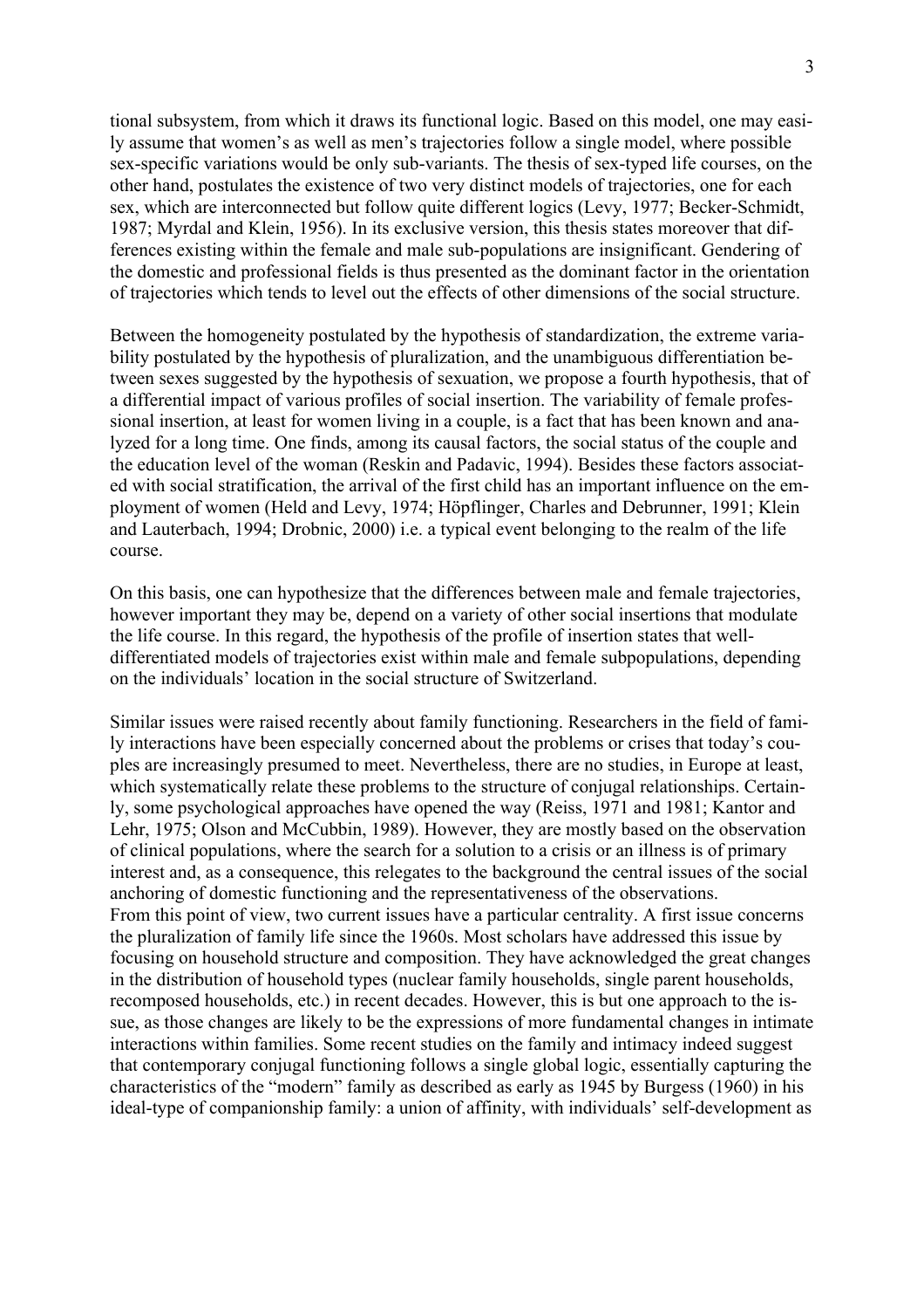tional subsystem, from which it draws its functional logic. Based on this model, one may easily assume that women's as well as men's trajectories follow a single model, where possible sex-specific variations would be only sub-variants. The thesis of sex-typed life courses, on the other hand, postulates the existence of two very distinct models of trajectories, one for each sex, which are interconnected but follow quite different logics (Levy, 1977; Becker-Schmidt, 1987; Myrdal and Klein, 1956). In its exclusive version, this thesis states moreover that differences existing within the female and male sub-populations are insignificant. Gendering of the domestic and professional fields is thus presented as the dominant factor in the orientation of trajectories which tends to level out the effects of other dimensions of the social structure.

Between the homogeneity postulated by the hypothesis of standardization, the extreme variability postulated by the hypothesis of pluralization, and the unambiguous differentiation between sexes suggested by the hypothesis of sexuation, we propose a fourth hypothesis, that of a differential impact of various profiles of social insertion. The variability of female professional insertion, at least for women living in a couple, is a fact that has been known and analyzed for a long time. One finds, among its causal factors, the social status of the couple and the education level of the woman (Reskin and Padavic, 1994). Besides these factors associated with social stratification, the arrival of the first child has an important influence on the employment of women (Held and Levy, 1974; Höpflinger, Charles and Debrunner, 1991; Klein and Lauterbach, 1994; Drobnic, 2000) i.e. a typical event belonging to the realm of the life course.

On this basis, one can hypothesize that the differences between male and female trajectories, however important they may be, depend on a variety of other social insertions that modulate the life course. In this regard, the hypothesis of the profile of insertion states that well-differentiated models of trajectories exist within male and female subpopulations, depending on the individuals' location in the social structure of Switzerland.

Similar issues were raised recently about family functioning. Researchers in the field of family interactions have been especially concerned about the problems or crises that today's couples are increasingly presumed to meet. Nevertheless, there are no studies, in Europe at least, which systematically relate these problems to the structure of conjugal relationships. Certainly, some psychological approaches have opened the way (Reiss, 1971 and 1981; Kantor and Lehr, 1975; Olson and McCubbin, 1989). However, they are mostly based on the observation of clinical populations, where the search for a solution to a crisis or an illness is of primary interest and, as a consequence, this relegates to the background the central issues of the social anchoring of domestic functioning and the representativeness of the observations.

From this point of view, two current issues have a particular centrality. A first issue concerns the pluralization of family life since the 1960s. Most scholars have addressed this issue by focusing on household structure and composition. They have acknowledged the great changes in the distribution of household types (nuclear family households, single parent households, recomposed households, etc.) in recent decades. However, this is but one approach to the issue, as those changes are likely to be the expressions of more fundamental changes in intimate interactions within families. Some recent studies on the family and intimacy indeed suggest that contemporary conjugal functioning follows a single global logic, essentially capturing the characteristics of the "modern" family as described as early as 1945 by Burgess (1960) in his ideal-type of companionship family: a union of affinity, with individuals' self-development as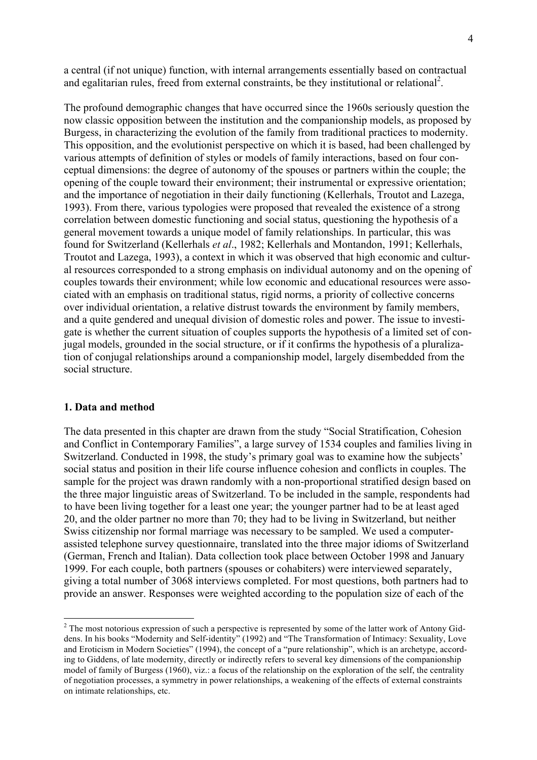a central (if not unique) function, with internal arrangements essentially based on contractual and egalitarian rules, freed from external constraints, be they institutional or relational[2].

The profound demographic changes that have occurred since the 1960s seriously question the now classic opposition between the institution and the companionship models, as proposed by Burgess, in characterizing the evolution of the family from traditional practices to modernity. This opposition, and the evolutionist perspective on which it is based, had been challenged by various attempts of definition of styles or models of family interactions, based on four conceptual dimensions: the degree of autonomy of the spouses or partners within the couple; the opening of the couple toward their environment; their instrumental or expressive orientation; and the importance of negotiation in their daily functioning (Kellerhals, Troutot and Lazega, 1993). From there, various typologies were proposed that revealed the existence of a strong correlation between domestic functioning and social status, questioning the hypothesis of a general movement towards a unique model of family relationships. In particular, this was found for Switzerland (Kellerhals *et al*., 1982; Kellerhals and Montandon, 1991; Kellerhals, Troutot and Lazega, 1993), a context in which it was observed that high economic and cultural resources corresponded to a strong emphasis on individual autonomy and on the opening of couples towards their environment; while low economic and educational resources were associated with an emphasis on traditional status, rigid norms, a priority of collective concerns over individual orientation, a relative distrust towards the environment by family members, and a quite gendered and unequal division of domestic roles and power. The issue to investigate is whether the current situation of couples supports the hypothesis of a limited set of conjugal models, grounded in the social structure, or if it confirms the hypothesis of a pluralization of conjugal relationships around a companionship model, largely disembedded from the social structure.

## 1. Data and method

The data presented in this chapter are drawn from the study "Social Stratification, Cohesion and Conflict in Contemporary Families", a large survey of 1534 couples and families living in Switzerland. Conducted in 1998, the study's primary goal was to examine how the subjects' social status and position in their life course influence cohesion and conflicts in couples. The sample for the project was drawn randomly with a non-proportional stratified design based on the three major linguistic areas of Switzerland. To be included in the sample, respondents had to have been living together for a least one year; the younger partner had to be at least aged 20, and the older partner no more than 70; they had to be living in Switzerland, but neither Swiss citizenship nor formal marriage was necessary to be sampled. We used a computer-assisted telephone survey questionnaire, translated into the three major idioms of Switzerland (German, French and Italian). Data collection took place between October 1998 and January 1999. For each couple, both partners (spouses or cohabiters) were interviewed separately, giving a total number of 3068 interviews completed. For most questions, both partners had to provide an answer. Responses were weighted according to the population size of each of the

---

[2] The most notorious expression of such a perspective is represented by some of the latter work of Antony Giddens. In his books "Modernity and Self-identity" (1992) and "The Transformation of Intimacy: Sexuality, Love and Eroticism in Modern Societies" (1994), the concept of a "pure relationship", which is an archetype, according to Giddens, of late modernity, directly or indirectly refers to several key dimensions of the companionship model of family of Burgess (1960), viz.: a focus of the relationship on the exploration of the self, the centrality of negotiation processes, a symmetry in power relationships, a weakening of the effects of external constraints on intimate relationships, etc.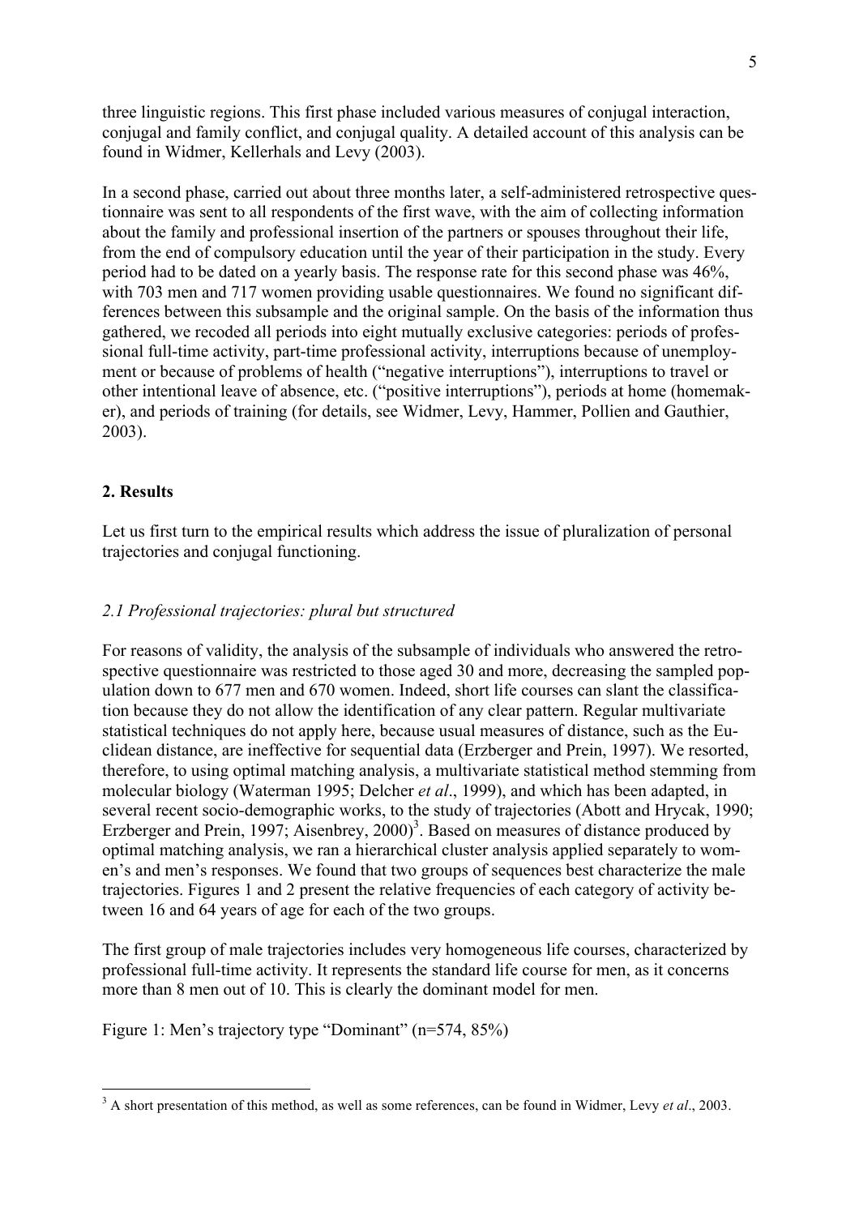three linguistic regions. This first phase included various measures of conjugal interaction, conjugal and family conflict, and conjugal quality. A detailed account of this analysis can be found in Widmer, Kellerhals and Levy (2003).

In a second phase, carried out about three months later, a self-administered retrospective questionnaire was sent to all respondents of the first wave, with the aim of collecting information about the family and professional insertion of the partners or spouses throughout their life, from the end of compulsory education until the year of their participation in the study. Every period had to be dated on a yearly basis. The response rate for this second phase was 46%, with 703 men and 717 women providing usable questionnaires. We found no significant differences between this subsample and the original sample. On the basis of the information thus gathered, we recoded all periods into eight mutually exclusive categories: periods of professional full-time activity, part-time professional activity, interruptions because of unemployment or because of problems of health ("negative interruptions"), interruptions to travel or other intentional leave of absence, etc. ("positive interruptions"), periods at home (homemaker), and periods of training (for details, see Widmer, Levy, Hammer, Pollien and Gauthier, 2003).

## 2. Results

Let us first turn to the empirical results which address the issue of pluralization of personal trajectories and conjugal functioning.

### *2.1 Professional trajectories: plural but structured*

For reasons of validity, the analysis of the subsample of individuals who answered the retrospective questionnaire was restricted to those aged 30 and more, decreasing the sampled population down to 677 men and 670 women. Indeed, short life courses can slant the classification because they do not allow the identification of any clear pattern. Regular multivariate statistical techniques do not apply here, because usual measures of distance, such as the Euclidean distance, are ineffective for sequential data (Erzberger and Prein, 1997). We resorted, therefore, to using optimal matching analysis, a multivariate statistical method stemming from molecular biology (Waterman 1995; Delcher *et al*., 1999), and which has been adapted, in several recent socio-demographic works, to the study of trajectories (Abott and Hrycak, 1990; Erzberger and Prein, 1997; Aisenbrey, 2000)[3]. Based on measures of distance produced by optimal matching analysis, we ran a hierarchical cluster analysis applied separately to women's and men's responses. We found that two groups of sequences best characterize the male trajectories. Figures 1 and 2 present the relative frequencies of each category of activity between 16 and 64 years of age for each of the two groups.

The first group of male trajectories includes very homogeneous life courses, characterized by professional full-time activity. It represents the standard life course for men, as it concerns more than 8 men out of 10. This is clearly the dominant model for men.

Figure 1: Men's trajectory type "Dominant" (n=574, 85%)

---

[3] A short presentation of this method, as well as some references, can be found in Widmer, Levy *et al*., 2003.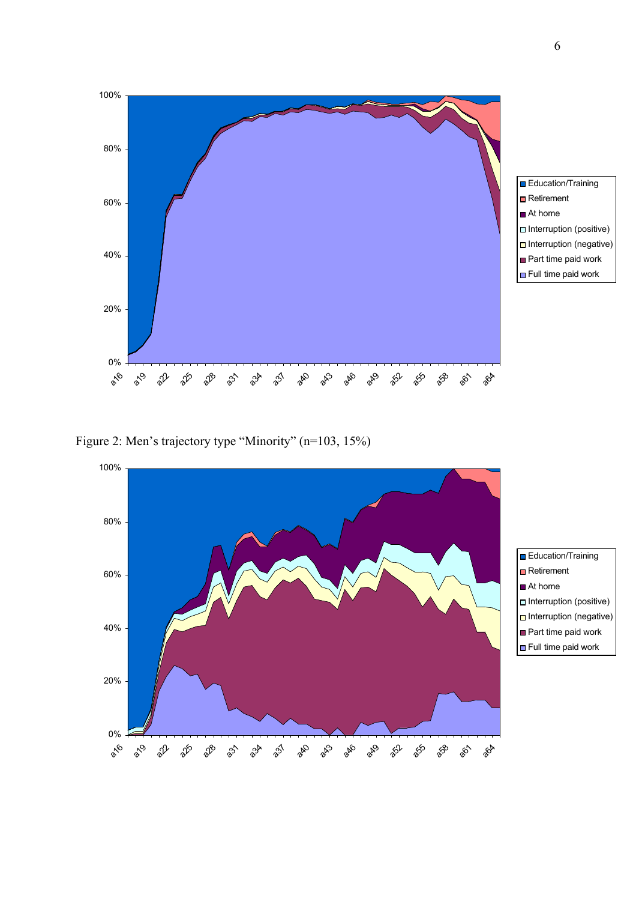Figure 2: Men's trajectory type "Minority" (n=103, 15%)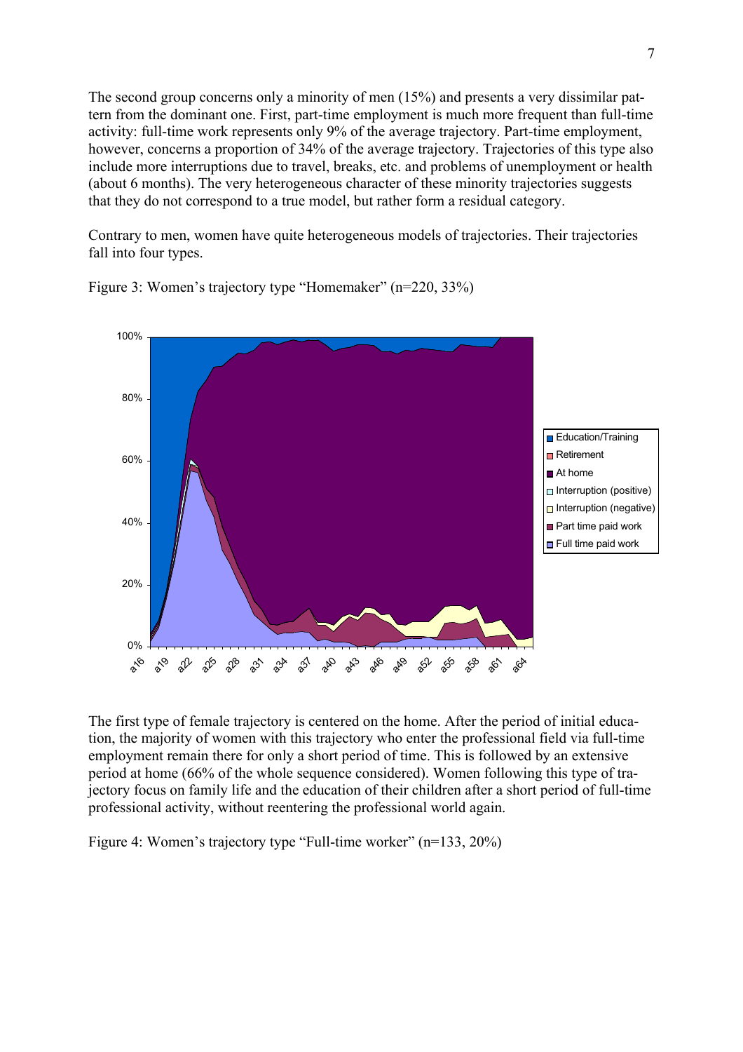The second group concerns only a minority of men (15%) and presents a very dissimilar pattern from the dominant one. First, part-time employment is much more frequent than full-time activity: full-time work represents only 9% of the average trajectory. Part-time employment, however, concerns a proportion of 34% of the average trajectory. Trajectories of this type also include more interruptions due to travel, breaks, etc. and problems of unemployment or health (about 6 months). The very heterogeneous character of these minority trajectories suggests that they do not correspond to a true model, but rather form a residual category.

Contrary to men, women have quite heterogeneous models of trajectories. Their trajectories fall into four types.

Figure 3: Women's trajectory type "Homemaker" (n=220, 33%)

The first type of female trajectory is centered on the home. After the period of initial education, the majority of women with this trajectory who enter the professional field via full-time employment remain there for only a short period of time. This is followed by an extensive period at home (66% of the whole sequence considered). Women following this type of trajectory focus on family life and the education of their children after a short period of full-time professional activity, without reentering the professional world again.

Figure 4: Women's trajectory type "Full-time worker" (n=133, 20%)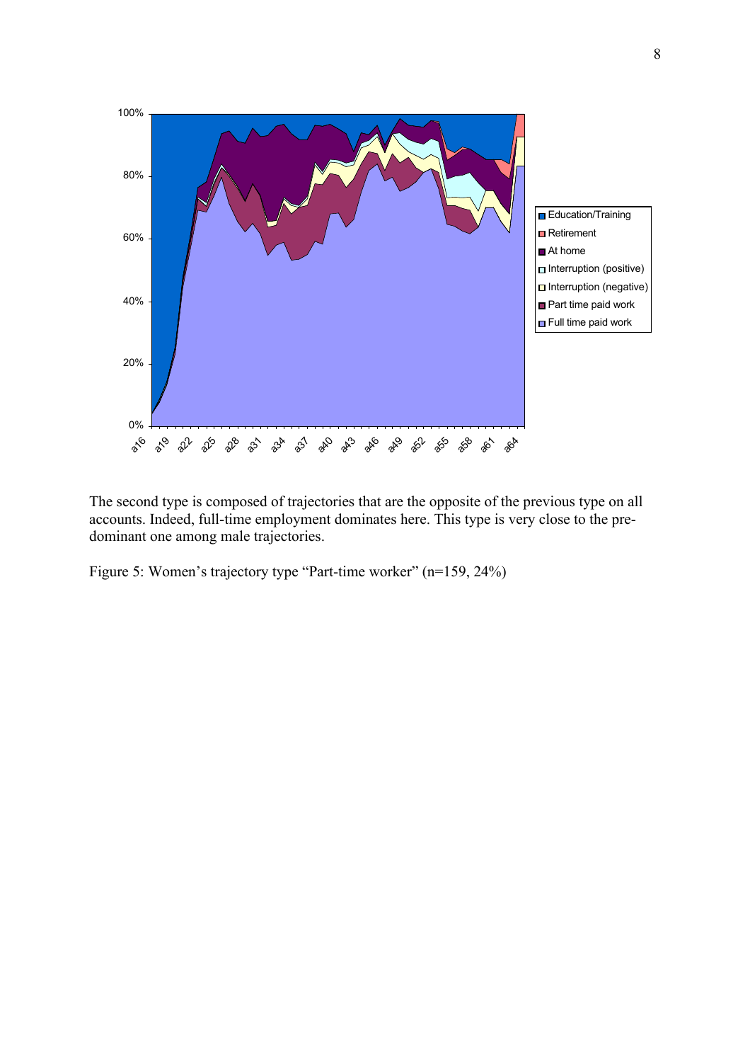The second type is composed of trajectories that are the opposite of the previous type on all accounts. Indeed, full-time employment dominates here. This type is very close to the predominant one among male trajectories.

Figure 5: Women's trajectory type "Part-time worker" (n=159, 24%)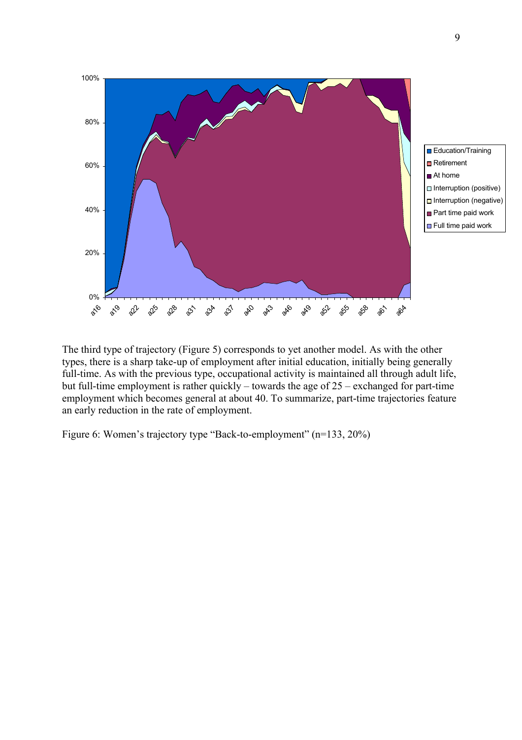The third type of trajectory (Figure 5) corresponds to yet another model. As with the other types, there is a sharp take-up of employment after initial education, initially being generally full-time. As with the previous type, occupational activity is maintained all through adult life, but full-time employment is rather quickly – towards the age of 25 – exchanged for part-time employment which becomes general at about 40. To summarize, part-time trajectories feature an early reduction in the rate of employment.

Figure 6: Women's trajectory type "Back-to-employment" (n=133, 20%)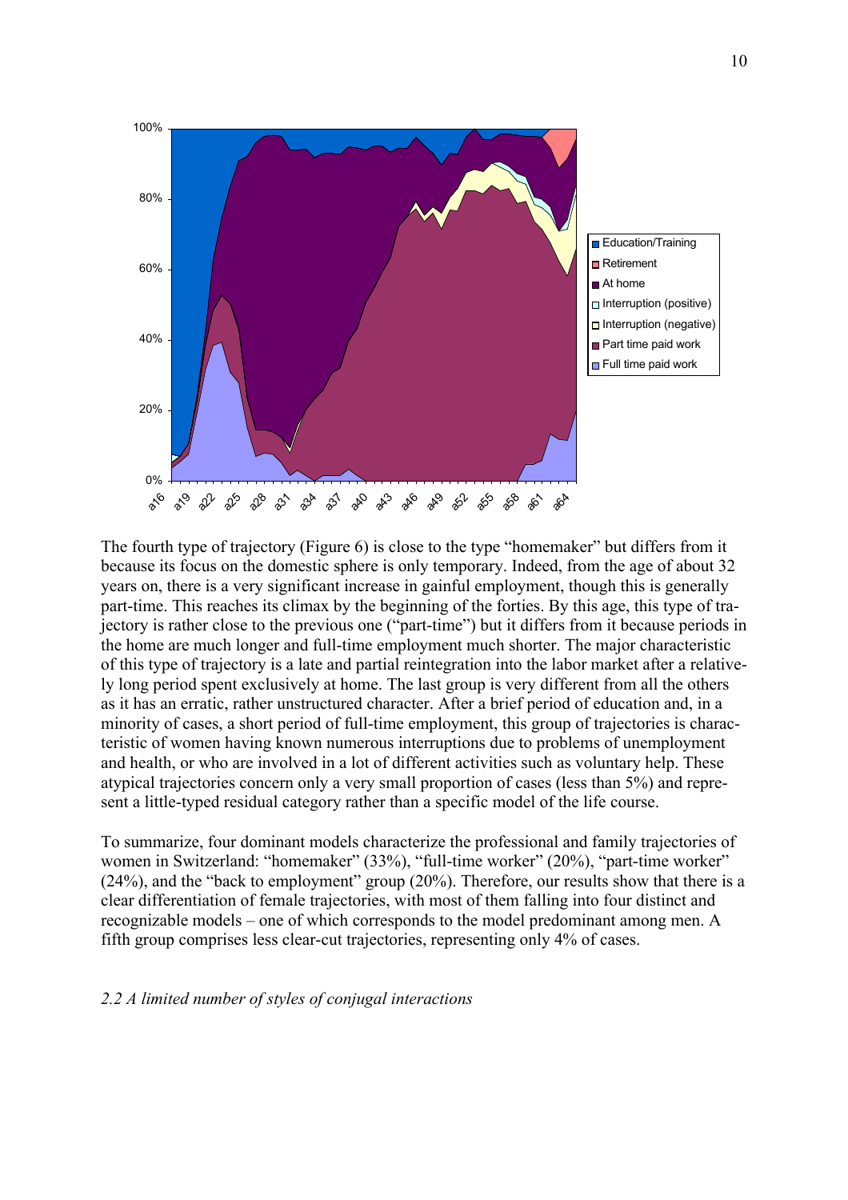The fourth type of trajectory (Figure 6) is close to the type "homemaker" but differs from it because its focus on the domestic sphere is only temporary. Indeed, from the age of about 32 years on, there is a very significant increase in gainful employment, though this is generally part-time. This reaches its climax by the beginning of the forties. By this age, this type of trajectory is rather close to the previous one ("part-time") but it differs from it because periods in the home are much longer and full-time employment much shorter. The major characteristic of this type of trajectory is a late and partial reintegration into the labor market after a relatively long period spent exclusively at home. The last group is very different from all the others as it has an erratic, rather unstructured character. After a brief period of education and, in a minority of cases, a short period of full-time employment, this group of trajectories is characteristic of women having known numerous interruptions due to problems of unemployment and health, or who are involved in a lot of different activities such as voluntary help. These atypical trajectories concern only a very small proportion of cases (less than 5%) and represent a little-typed residual category rather than a specific model of the life course.

To summarize, four dominant models characterize the professional and family trajectories of women in Switzerland: "homemaker" (33%), "full-time worker" (20%), "part-time worker" (24%), and the "back to employment" group (20%). Therefore, our results show that there is a clear differentiation of female trajectories, with most of them falling into four distinct and recognizable models – one of which corresponds to the model predominant among men. A fifth group comprises less clear-cut trajectories, representing only 4% of cases.

### *2.2 A limited number of styles of conjugal interactions*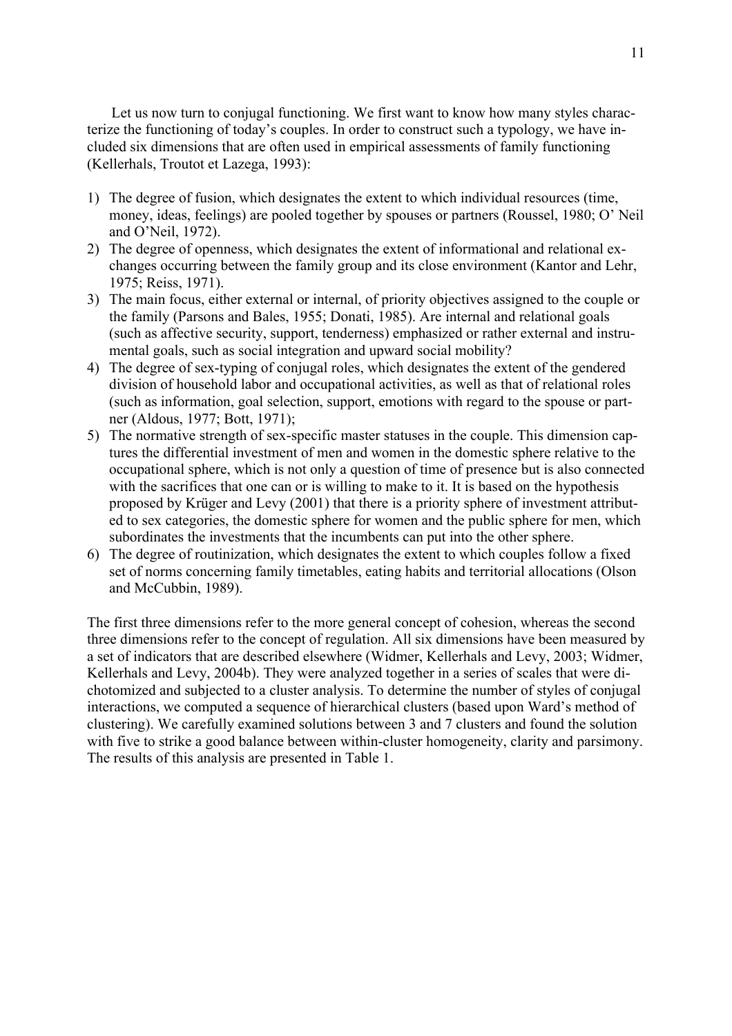Let us now turn to conjugal functioning. We first want to know how many styles characterize the functioning of today's couples. In order to construct such a typology, we have included six dimensions that are often used in empirical assessments of family functioning (Kellerhals, Troutot et Lazega, 1993):

1) The degree of fusion, which designates the extent to which individual resources (time, money, ideas, feelings) are pooled together by spouses or partners (Roussel, 1980; O' Neil and O'Neil, 1972).
2) The degree of openness, which designates the extent of informational and relational exchanges occurring between the family group and its close environment (Kantor and Lehr, 1975; Reiss, 1971).
3) The main focus, either external or internal, of priority objectives assigned to the couple or the family (Parsons and Bales, 1955; Donati, 1985). Are internal and relational goals (such as affective security, support, tenderness) emphasized or rather external and instrumental goals, such as social integration and upward social mobility?
4) The degree of sex-typing of conjugal roles, which designates the extent of the gendered division of household labor and occupational activities, as well as that of relational roles (such as information, goal selection, support, emotions with regard to the spouse or partner (Aldous, 1977; Bott, 1971);
5) The normative strength of sex-specific master statuses in the couple. This dimension captures the differential investment of men and women in the domestic sphere relative to the occupational sphere, which is not only a question of time of presence but is also connected with the sacrifices that one can or is willing to make to it. It is based on the hypothesis proposed by Krüger and Levy (2001) that there is a priority sphere of investment attributed to sex categories, the domestic sphere for women and the public sphere for men, which subordinates the investments that the incumbents can put into the other sphere.
6) The degree of routinization, which designates the extent to which couples follow a fixed set of norms concerning family timetables, eating habits and territorial allocations (Olson and McCubbin, 1989).

The first three dimensions refer to the more general concept of cohesion, whereas the second three dimensions refer to the concept of regulation. All six dimensions have been measured by a set of indicators that are described elsewhere (Widmer, Kellerhals and Levy, 2003; Widmer, Kellerhals and Levy, 2004b). They were analyzed together in a series of scales that were dichotomized and subjected to a cluster analysis. To determine the number of styles of conjugal interactions, we computed a sequence of hierarchical clusters (based upon Ward's method of clustering). We carefully examined solutions between 3 and 7 clusters and found the solution with five to strike a good balance between within-cluster homogeneity, clarity and parsimony. The results of this analysis are presented in Table 1.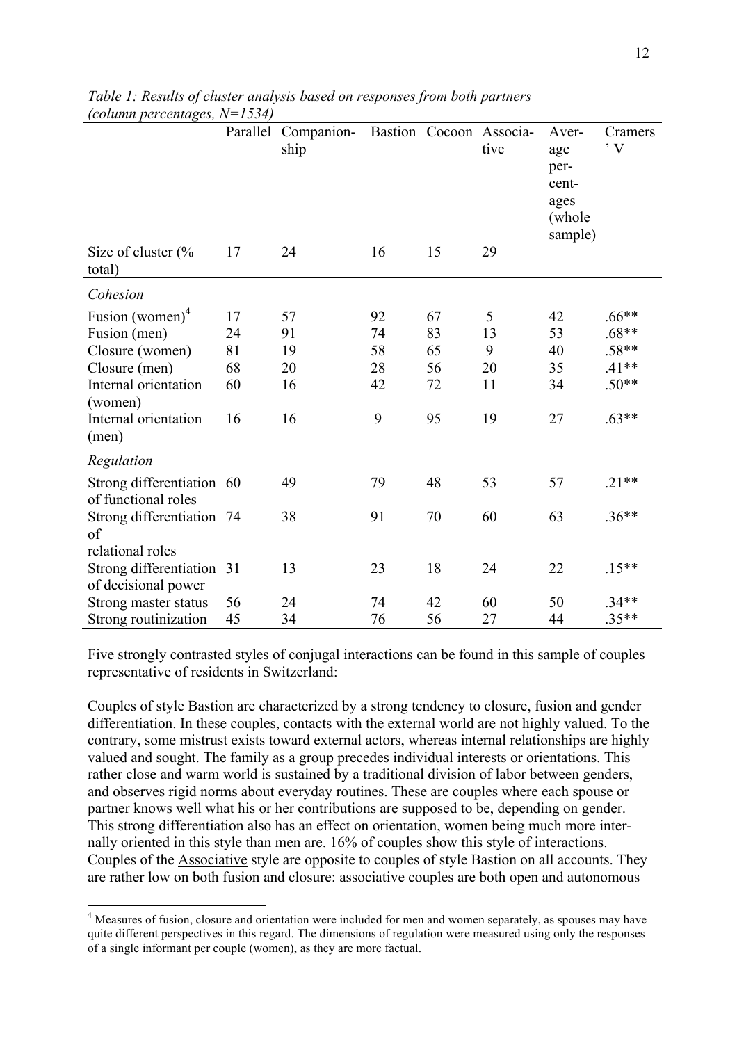*Table 1: Results of cluster analysis based on responses from both partners (column percentages, N=1534)*

| | Parallel | Companion-ship | Bastion | Cocoon | Associa-tive | Aver-age per-cent-ages (whole sample) | Cramers' V |
|---|---|---|---|---|---|---|---|
| Size of cluster (% total) | 17 | 24 | 16 | 15 | 29 | | |
| *Cohesion* | | | | | | | |
| Fusion (women)[4] | 17 | 57 | 92 | 67 | 5 | 42 | .66** |
| Fusion (men) | 24 | 91 | 74 | 83 | 13 | 53 | .68** |
| Closure (women) | 81 | 19 | 58 | 65 | 9 | 40 | .58** |
| Closure (men) | 68 | 20 | 28 | 56 | 20 | 35 | .41** |
| Internal orientation (women) | 60 | 16 | 42 | 72 | 11 | 34 | .50** |
| Internal orientation (men) | 16 | 16 | 9 | 95 | 19 | 27 | .63** |
| *Regulation* | | | | | | | |
| Strong differentiation of functional roles | 60 | 49 | 79 | 48 | 53 | 57 | .21** |
| Strong differentiation of relational roles | 74 | 38 | 91 | 70 | 60 | 63 | .36** |
| Strong differentiation of decisional power | 31 | 13 | 23 | 18 | 24 | 22 | .15** |
| Strong master status | 56 | 24 | 74 | 42 | 60 | 50 | .34** |
| Strong routinization | 45 | 34 | 76 | 56 | 27 | 44 | .35** |

Five strongly contrasted styles of conjugal interactions can be found in this sample of couples representative of residents in Switzerland:

Couples of style Bastion are characterized by a strong tendency to closure, fusion and gender differentiation. In these couples, contacts with the external world are not highly valued. To the contrary, some mistrust exists toward external actors, whereas internal relationships are highly valued and sought. The family as a group precedes individual interests or orientations. This rather close and warm world is sustained by a traditional division of labor between genders, and observes rigid norms about everyday routines. These are couples where each spouse or partner knows well what his or her contributions are supposed to be, depending on gender. This strong differentiation also has an effect on orientation, women being much more internally oriented in this style than men are. 16% of couples show this style of interactions. Couples of the Associative style are opposite to couples of style Bastion on all accounts. They are rather low on both fusion and closure: associative couples are both open and autonomous

[4] Measures of fusion, closure and orientation were included for men and women separately, as spouses may have quite different perspectives in this regard. The dimensions of regulation were measured using only the responses of a single informant per couple (women), as they are more factual.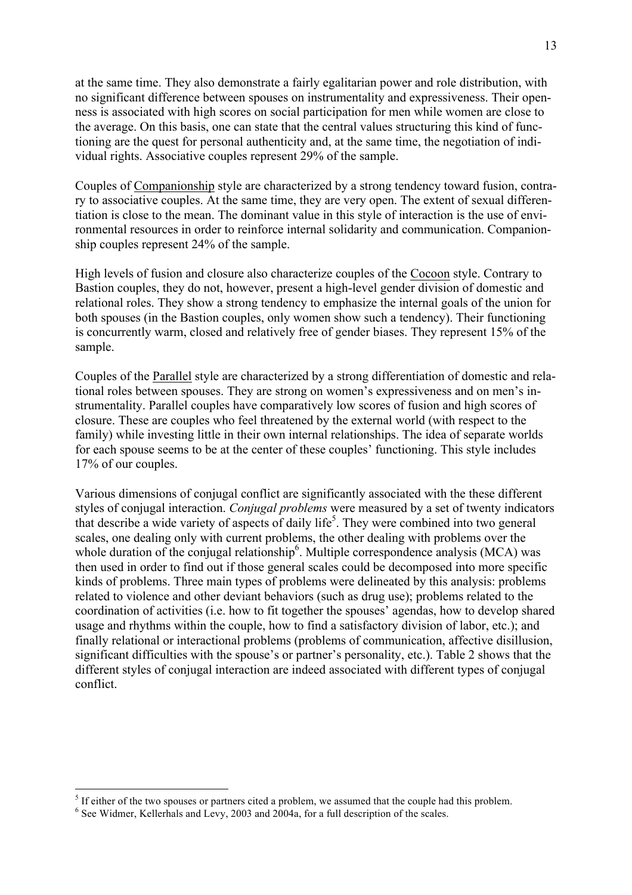at the same time. They also demonstrate a fairly egalitarian power and role distribution, with no significant difference between spouses on instrumentality and expressiveness. Their openness is associated with high scores on social participation for men while women are close to the average. On this basis, one can state that the central values structuring this kind of functioning are the quest for personal authenticity and, at the same time, the negotiation of individual rights. Associative couples represent 29% of the sample.

Couples of Companionship style are characterized by a strong tendency toward fusion, contrary to associative couples. At the same time, they are very open. The extent of sexual differentiation is close to the mean. The dominant value in this style of interaction is the use of environmental resources in order to reinforce internal solidarity and communication. Companionship couples represent 24% of the sample.

High levels of fusion and closure also characterize couples of the Cocoon style. Contrary to Bastion couples, they do not, however, present a high-level gender division of domestic and relational roles. They show a strong tendency to emphasize the internal goals of the union for both spouses (in the Bastion couples, only women show such a tendency). Their functioning is concurrently warm, closed and relatively free of gender biases. They represent 15% of the sample.

Couples of the Parallel style are characterized by a strong differentiation of domestic and relational roles between spouses. They are strong on women's expressiveness and on men's instrumentality. Parallel couples have comparatively low scores of fusion and high scores of closure. These are couples who feel threatened by the external world (with respect to the family) while investing little in their own internal relationships. The idea of separate worlds for each spouse seems to be at the center of these couples' functioning. This style includes 17% of our couples.

Various dimensions of conjugal conflict are significantly associated with the these different styles of conjugal interaction. *Conjugal problems* were measured by a set of twenty indicators that describe a wide variety of aspects of daily life[5]. They were combined into two general scales, one dealing only with current problems, the other dealing with problems over the whole duration of the conjugal relationship[6]. Multiple correspondence analysis (MCA) was then used in order to find out if those general scales could be decomposed into more specific kinds of problems. Three main types of problems were delineated by this analysis: problems related to violence and other deviant behaviors (such as drug use); problems related to the coordination of activities (i.e. how to fit together the spouses' agendas, how to develop shared usage and rhythms within the couple, how to find a satisfactory division of labor, etc.); and finally relational or interactional problems (problems of communication, affective disillusion, significant difficulties with the spouse's or partner's personality, etc.). Table 2 shows that the different styles of conjugal interaction are indeed associated with different types of conjugal conflict.

---

[5] If either of the two spouses or partners cited a problem, we assumed that the couple had this problem.

[6] See Widmer, Kellerhals and Levy, 2003 and 2004a, for a full description of the scales.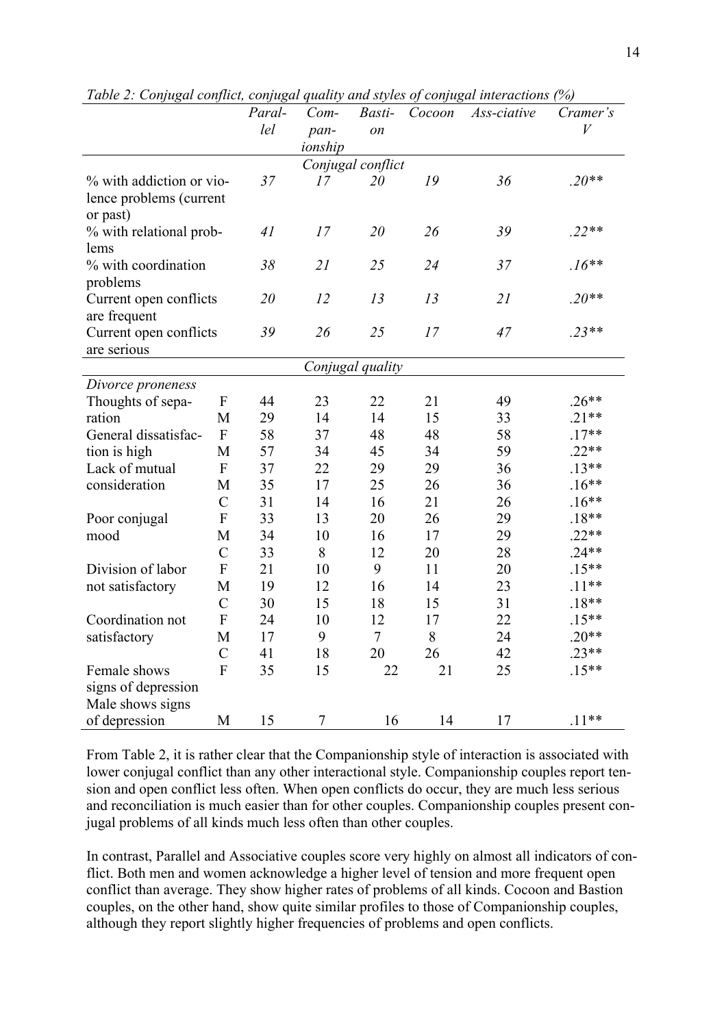*Table 2: Conjugal conflict, conjugal quality and styles of conjugal interactions (%)*

| | | *Parallel* | *Companionship* | *Bastion* | *Cocoon* | *Ass-ciative* | *Cramer's V* |
|---|---|---|---|---|---|---|---|
| | | | | *Conjugal conflict* | | | |
| % with addiction or violence problems (current or past) | | *37* | *17* | *20* | *19* | *36* | *.20*** |
| % with relational problems | | *41* | *17* | *20* | *26* | *39* | *.22*** |
| % with coordination problems | | *38* | *21* | *25* | *24* | *37* | *.16*** |
| Current open conflicts are frequent | | *20* | *12* | *13* | *13* | *21* | *.20*** |
| Current open conflicts are serious | | *39* | *26* | *25* | *17* | *47* | *.23*** |
| | | | | *Conjugal quality* | | | |
| *Divorce proneness* | | | | | | | |
| Thoughts of separation | F | 44 | 23 | 22 | 21 | 49 | .26** |
| | M | 29 | 14 | 14 | 15 | 33 | .21** |
| General dissatisfaction is high | F | 58 | 37 | 48 | 48 | 58 | .17** |
| | M | 57 | 34 | 45 | 34 | 59 | .22** |
| Lack of mutual consideration | F | 37 | 22 | 29 | 29 | 36 | .13** |
| | M | 35 | 17 | 25 | 26 | 36 | .16** |
| | C | 31 | 14 | 16 | 21 | 26 | .16** |
| Poor conjugal mood | F | 33 | 13 | 20 | 26 | 29 | .18** |
| | M | 34 | 10 | 16 | 17 | 29 | .22** |
| | C | 33 | 8 | 12 | 20 | 28 | .24** |
| Division of labor not satisfactory | F | 21 | 10 | 9 | 11 | 20 | .15** |
| | M | 19 | 12 | 16 | 14 | 23 | .11** |
| | C | 30 | 15 | 18 | 15 | 31 | .18** |
| Coordination not satisfactory | F | 24 | 10 | 12 | 17 | 22 | .15** |
| | M | 17 | 9 | 7 | 8 | 24 | .20** |
| | C | 41 | 18 | 20 | 26 | 42 | .23** |
| Female shows signs of depression | F | 35 | 15 | 22 | 21 | 25 | .15** |
| Male shows signs of depression | M | 15 | 7 | 16 | 14 | 17 | .11** |

From Table 2, it is rather clear that the Companionship style of interaction is associated with lower conjugal conflict than any other interactional style. Companionship couples report tension and open conflict less often. When open conflicts do occur, they are much less serious and reconciliation is much easier than for other couples. Companionship couples present conjugal problems of all kinds much less often than other couples.

In contrast, Parallel and Associative couples score very highly on almost all indicators of conflict. Both men and women acknowledge a higher level of tension and more frequent open conflict than average. They show higher rates of problems of all kinds. Cocoon and Bastion couples, on the other hand, show quite similar profiles to those of Companionship couples, although they report slightly higher frequencies of problems and open conflicts.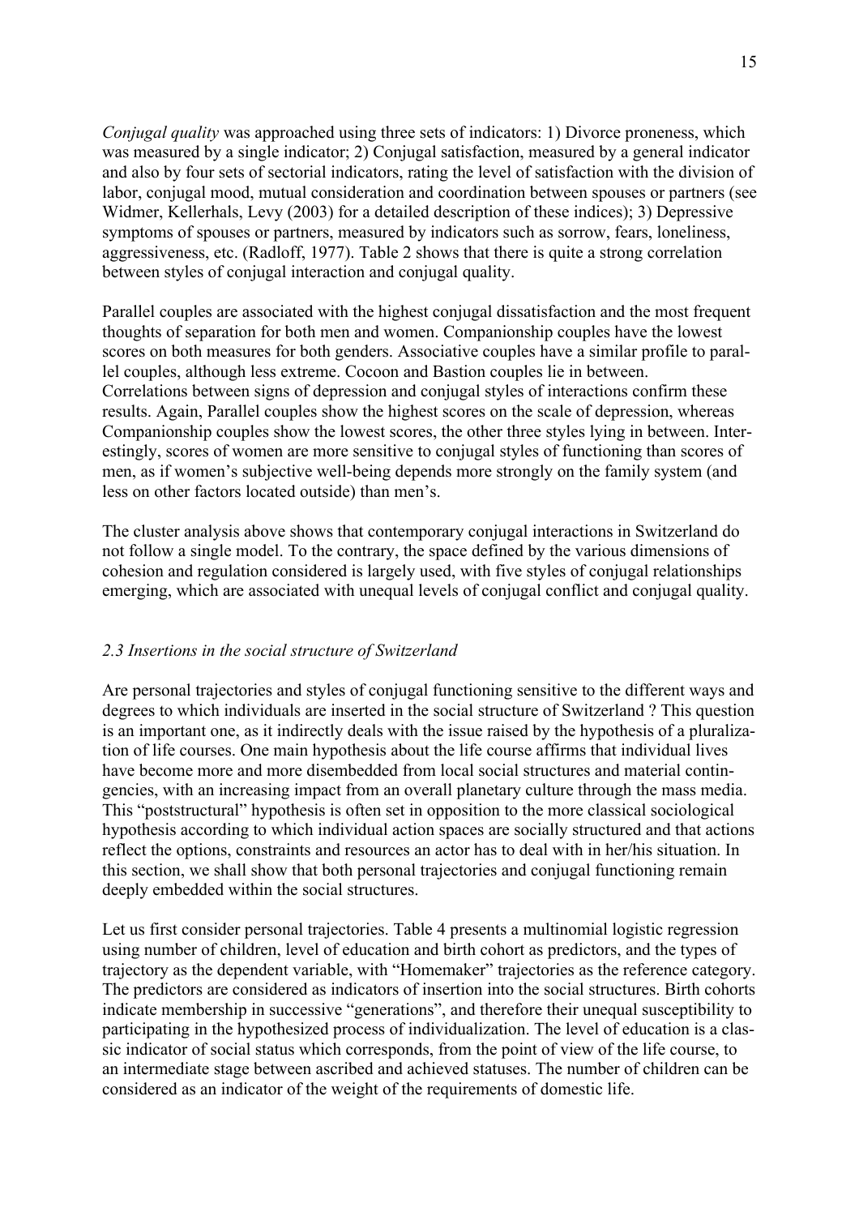*Conjugal quality* was approached using three sets of indicators: 1) Divorce proneness, which was measured by a single indicator; 2) Conjugal satisfaction, measured by a general indicator and also by four sets of sectorial indicators, rating the level of satisfaction with the division of labor, conjugal mood, mutual consideration and coordination between spouses or partners (see Widmer, Kellerhals, Levy (2003) for a detailed description of these indices); 3) Depressive symptoms of spouses or partners, measured by indicators such as sorrow, fears, loneliness, aggressiveness, etc. (Radloff, 1977). Table 2 shows that there is quite a strong correlation between styles of conjugal interaction and conjugal quality.

Parallel couples are associated with the highest conjugal dissatisfaction and the most frequent thoughts of separation for both men and women. Companionship couples have the lowest scores on both measures for both genders. Associative couples have a similar profile to parallel couples, although less extreme. Cocoon and Bastion couples lie in between. Correlations between signs of depression and conjugal styles of interactions confirm these results. Again, Parallel couples show the highest scores on the scale of depression, whereas Companionship couples show the lowest scores, the other three styles lying in between. Interestingly, scores of women are more sensitive to conjugal styles of functioning than scores of men, as if women's subjective well-being depends more strongly on the family system (and less on other factors located outside) than men's.

The cluster analysis above shows that contemporary conjugal interactions in Switzerland do not follow a single model. To the contrary, the space defined by the various dimensions of cohesion and regulation considered is largely used, with five styles of conjugal relationships emerging, which are associated with unequal levels of conjugal conflict and conjugal quality.

### *2.3 Insertions in the social structure of Switzerland*

Are personal trajectories and styles of conjugal functioning sensitive to the different ways and degrees to which individuals are inserted in the social structure of Switzerland ? This question is an important one, as it indirectly deals with the issue raised by the hypothesis of a pluralization of life courses. One main hypothesis about the life course affirms that individual lives have become more and more disembedded from local social structures and material contingencies, with an increasing impact from an overall planetary culture through the mass media. This "poststructural" hypothesis is often set in opposition to the more classical sociological hypothesis according to which individual action spaces are socially structured and that actions reflect the options, constraints and resources an actor has to deal with in her/his situation. In this section, we shall show that both personal trajectories and conjugal functioning remain deeply embedded within the social structures.

Let us first consider personal trajectories. Table 4 presents a multinomial logistic regression using number of children, level of education and birth cohort as predictors, and the types of trajectory as the dependent variable, with "Homemaker" trajectories as the reference category. The predictors are considered as indicators of insertion into the social structures. Birth cohorts indicate membership in successive "generations", and therefore their unequal susceptibility to participating in the hypothesized process of individualization. The level of education is a classic indicator of social status which corresponds, from the point of view of the life course, to an intermediate stage between ascribed and achieved statuses. The number of children can be considered as an indicator of the weight of the requirements of domestic life.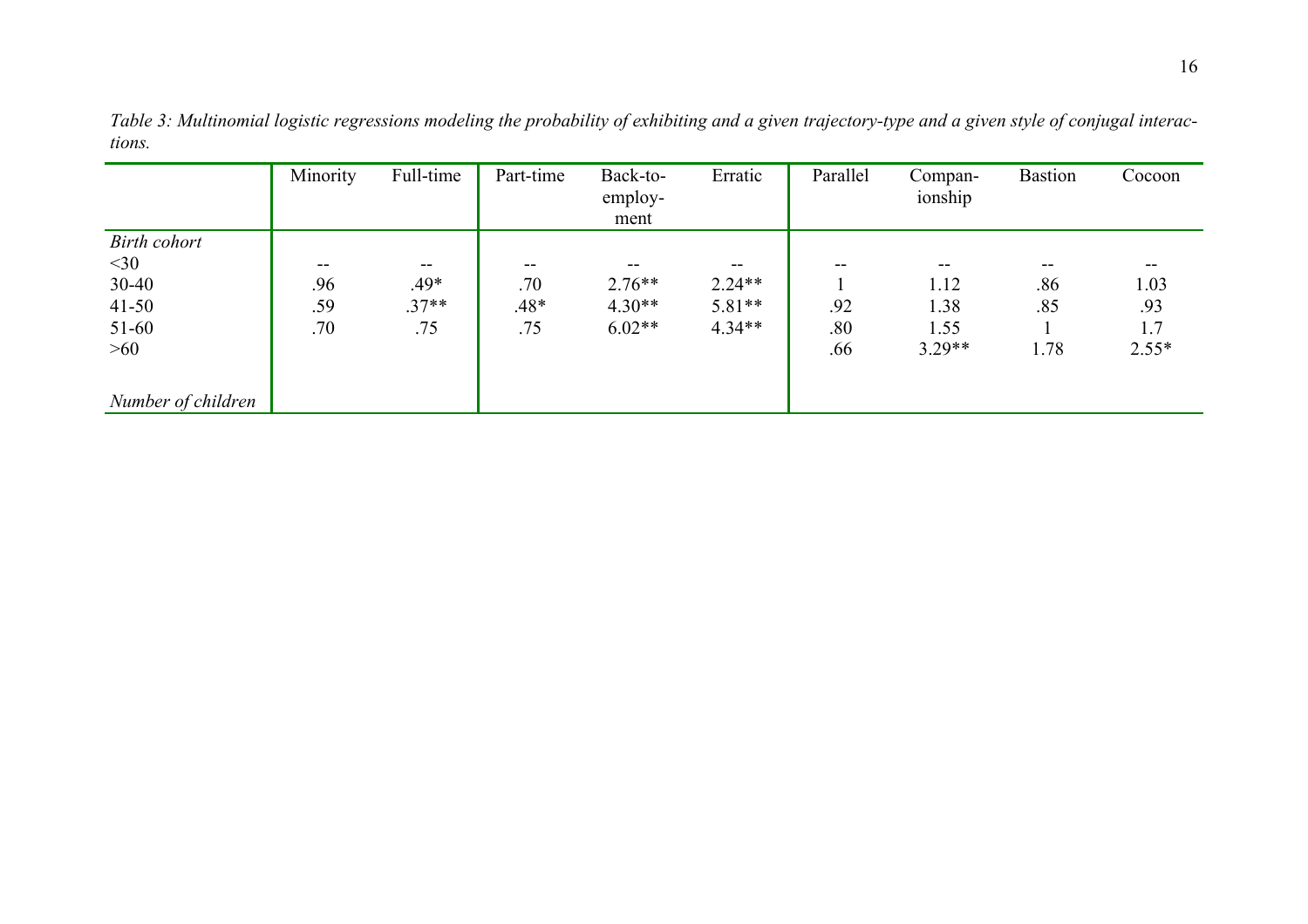*Table 3: Multinomial logistic regressions modeling the probability of exhibiting and a given trajectory-type and a given style of conjugal interactions.*

| | Minority | Full-time | Part-time | Back-to-employment | Erratic | Parallel | Companionship | Bastion | Cocoon |
|---|---|---|---|---|---|---|---|---|---|
| *Birth cohort* | | | | | | | | | |
| <30 | -- | -- | -- | -- | -- | -- | -- | -- | -- |
| 30-40 | .96 | .49* | .70 | 2.76** | 2.24** | 1 | 1.12 | .86 | 1.03 |
| 41-50 | .59 | .37** | .48* | 4.30** | 5.81** | .92 | 1.38 | .85 | .93 |
| 51-60 | .70 | .75 | .75 | 6.02** | 4.34** | .80 | 1.55 | 1 | 1.7 |
| >60 | | | | | | .66 | 3.29** | 1.78 | 2.55* |
| *Number of children* | | | | | | | | | |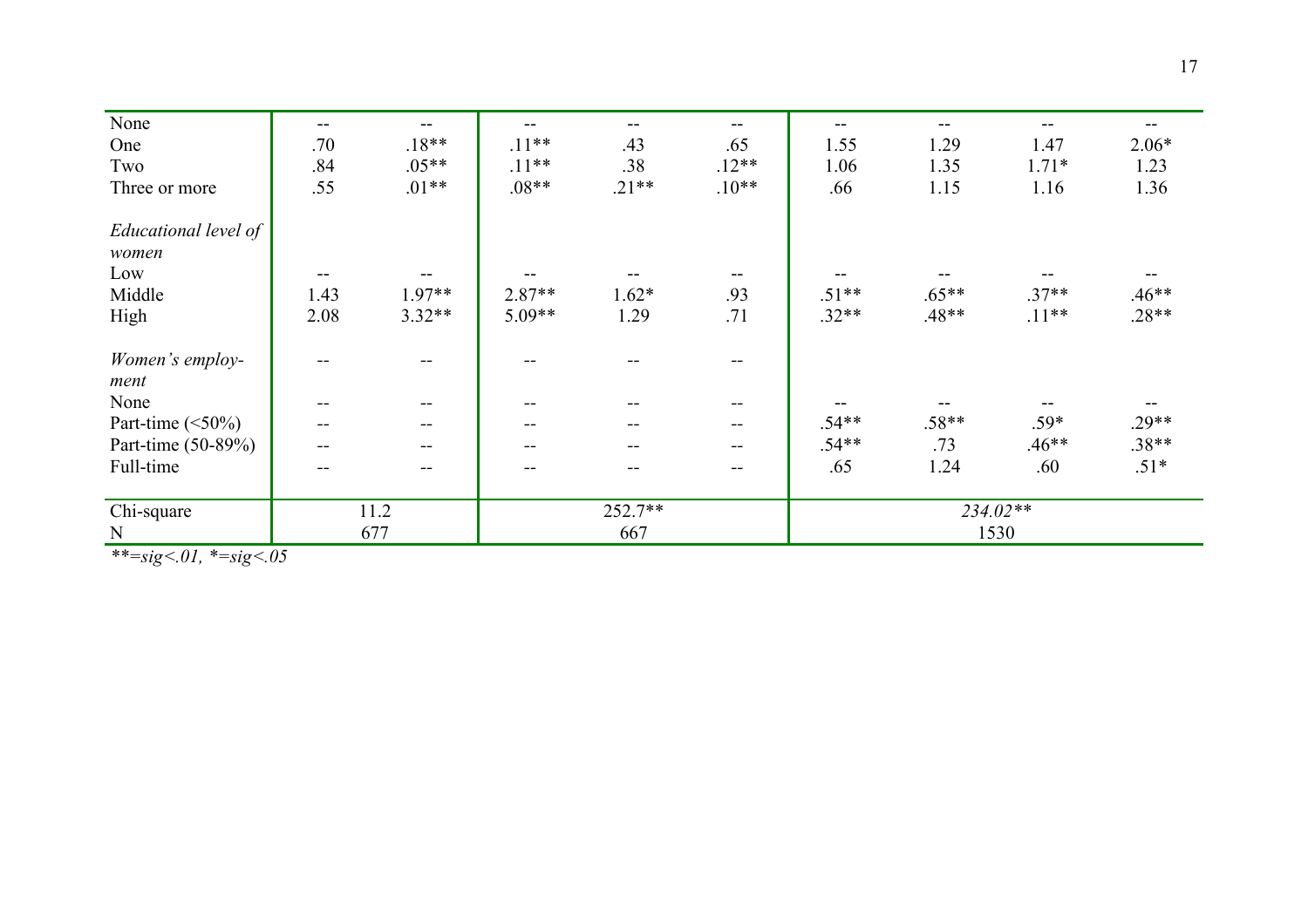| | | | | | | | | | |
|---|---|---|---|---|---|---|---|---|---|
| None | -- | -- | -- | -- | -- | -- | -- | -- | -- |
| One | .70 | .18** | .11** | .43 | .65 | 1.55 | 1.29 | 1.47 | 2.06* |
| Two | .84 | .05** | .11** | .38 | .12** | 1.06 | 1.35 | 1.71* | 1.23 |
| Three or more | .55 | .01** | .08** | .21** | .10** | .66 | 1.15 | 1.16 | 1.36 |
| | | | | | | | | | |
| *Educational level of women* | | | | | | | | | |
| Low | -- | -- | -- | -- | -- | -- | -- | -- | -- |
| Middle | 1.43 | 1.97** | 2.87** | 1.62* | .93 | .51** | .65** | .37** | .46** |
| High | 2.08 | 3.32** | 5.09** | 1.29 | .71 | .32** | .48** | .11** | .28** |
| | | | | | | | | | |
| *Women's employ-ment* | -- | -- | -- | -- | -- | | | | |
| None | -- | -- | -- | -- | -- | -- | -- | -- | -- |
| Part-time (<50%) | -- | -- | -- | -- | -- | .54** | .58** | .59* | .29** |
| Part-time (50-89%) | -- | -- | -- | -- | -- | .54** | .73 | .46** | .38** |
| Full-time | -- | -- | -- | -- | -- | .65 | 1.24 | .60 | .51* |
| | | | | | | | | | |
| Chi-square | 11.2 | | 252.7** | | | *234.02*** | | | |
| N | 677 | | 667 | | | 1530 | | | |

*\*\*=sig<.01, \*=sig<.05*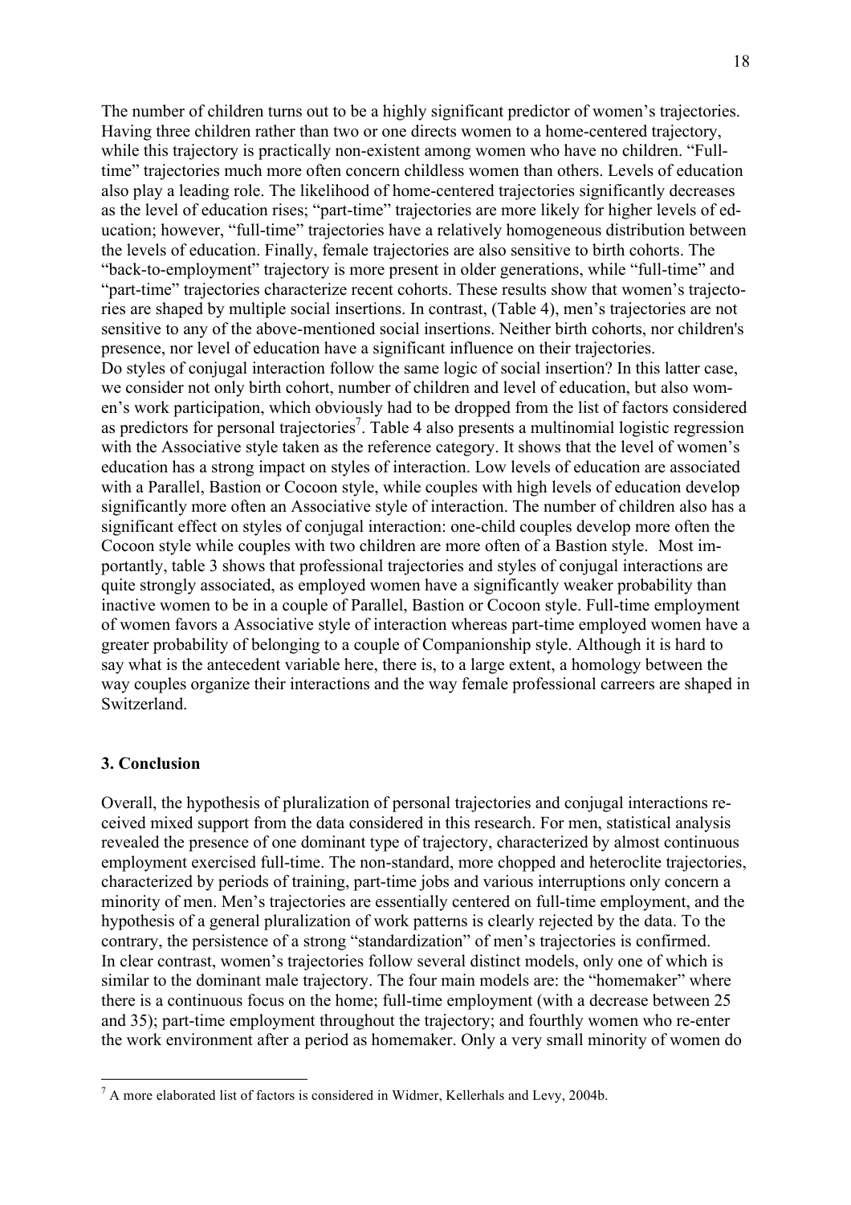The number of children turns out to be a highly significant predictor of women's trajectories. Having three children rather than two or one directs women to a home-centered trajectory, while this trajectory is practically non-existent among women who have no children. "Full-time" trajectories much more often concern childless women than others. Levels of education also play a leading role. The likelihood of home-centered trajectories significantly decreases as the level of education rises; "part-time" trajectories are more likely for higher levels of education; however, "full-time" trajectories have a relatively homogeneous distribution between the levels of education. Finally, female trajectories are also sensitive to birth cohorts. The "back-to-employment" trajectory is more present in older generations, while "full-time" and "part-time" trajectories characterize recent cohorts. These results show that women's trajectories are shaped by multiple social insertions. In contrast, (Table 4), men's trajectories are not sensitive to any of the above-mentioned social insertions. Neither birth cohorts, nor children's presence, nor level of education have a significant influence on their trajectories.

Do styles of conjugal interaction follow the same logic of social insertion? In this latter case, we consider not only birth cohort, number of children and level of education, but also women's work participation, which obviously had to be dropped from the list of factors considered as predictors for personal trajectories[7]. Table 4 also presents a multinomial logistic regression with the Associative style taken as the reference category. It shows that the level of women's education has a strong impact on styles of interaction. Low levels of education are associated with a Parallel, Bastion or Cocoon style, while couples with high levels of education develop significantly more often an Associative style of interaction. The number of children also has a significant effect on styles of conjugal interaction: one-child couples develop more often the Cocoon style while couples with two children are more often of a Bastion style. Most importantly, table 3 shows that professional trajectories and styles of conjugal interactions are quite strongly associated, as employed women have a significantly weaker probability than inactive women to be in a couple of Parallel, Bastion or Cocoon style. Full-time employment of women favors a Associative style of interaction whereas part-time employed women have a greater probability of belonging to a couple of Companionship style. Although it is hard to say what is the antecedent variable here, there is, to a large extent, a homology between the way couples organize their interactions and the way female professional carreers are shaped in Switzerland.

## 3. Conclusion

Overall, the hypothesis of pluralization of personal trajectories and conjugal interactions received mixed support from the data considered in this research. For men, statistical analysis revealed the presence of one dominant type of trajectory, characterized by almost continuous employment exercised full-time. The non-standard, more chopped and heteroclite trajectories, characterized by periods of training, part-time jobs and various interruptions only concern a minority of men. Men's trajectories are essentially centered on full-time employment, and the hypothesis of a general pluralization of work patterns is clearly rejected by the data. To the contrary, the persistence of a strong "standardization" of men's trajectories is confirmed.

In clear contrast, women's trajectories follow several distinct models, only one of which is similar to the dominant male trajectory. The four main models are: the "homemaker" where there is a continuous focus on the home; full-time employment (with a decrease between 25 and 35); part-time employment throughout the trajectory; and fourthly women who re-enter the work environment after a period as homemaker. Only a very small minority of women do

[7] A more elaborated list of factors is considered in Widmer, Kellerhals and Levy, 2004b.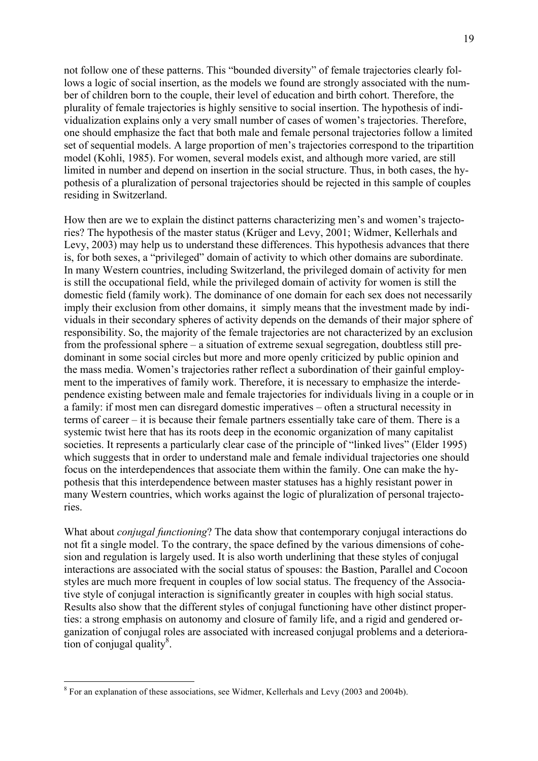not follow one of these patterns. This "bounded diversity" of female trajectories clearly follows a logic of social insertion, as the models we found are strongly associated with the number of children born to the couple, their level of education and birth cohort. Therefore, the plurality of female trajectories is highly sensitive to social insertion. The hypothesis of individualization explains only a very small number of cases of women's trajectories. Therefore, one should emphasize the fact that both male and female personal trajectories follow a limited set of sequential models. A large proportion of men's trajectories correspond to the tripartition model (Kohli, 1985). For women, several models exist, and although more varied, are still limited in number and depend on insertion in the social structure. Thus, in both cases, the hypothesis of a pluralization of personal trajectories should be rejected in this sample of couples residing in Switzerland.

How then are we to explain the distinct patterns characterizing men's and women's trajectories? The hypothesis of the master status (Krüger and Levy, 2001; Widmer, Kellerhals and Levy, 2003) may help us to understand these differences. This hypothesis advances that there is, for both sexes, a "privileged" domain of activity to which other domains are subordinate. In many Western countries, including Switzerland, the privileged domain of activity for men is still the occupational field, while the privileged domain of activity for women is still the domestic field (family work). The dominance of one domain for each sex does not necessarily imply their exclusion from other domains, it simply means that the investment made by individuals in their secondary spheres of activity depends on the demands of their major sphere of responsibility. So, the majority of the female trajectories are not characterized by an exclusion from the professional sphere – a situation of extreme sexual segregation, doubtless still predominant in some social circles but more and more openly criticized by public opinion and the mass media. Women's trajectories rather reflect a subordination of their gainful employment to the imperatives of family work. Therefore, it is necessary to emphasize the interdependence existing between male and female trajectories for individuals living in a couple or in a family: if most men can disregard domestic imperatives – often a structural necessity in terms of career – it is because their female partners essentially take care of them. There is a systemic twist here that has its roots deep in the economic organization of many capitalist societies. It represents a particularly clear case of the principle of "linked lives" (Elder 1995) which suggests that in order to understand male and female individual trajectories one should focus on the interdependences that associate them within the family. One can make the hypothesis that this interdependence between master statuses has a highly resistant power in many Western countries, which works against the logic of pluralization of personal trajectories.

What about *conjugal functioning*? The data show that contemporary conjugal interactions do not fit a single model. To the contrary, the space defined by the various dimensions of cohesion and regulation is largely used. It is also worth underlining that these styles of conjugal interactions are associated with the social status of spouses: the Bastion, Parallel and Cocoon styles are much more frequent in couples of low social status. The frequency of the Associative style of conjugal interaction is significantly greater in couples with high social status. Results also show that the different styles of conjugal functioning have other distinct properties: a strong emphasis on autonomy and closure of family life, and a rigid and gendered organization of conjugal roles are associated with increased conjugal problems and a deterioration of conjugal quality[8].

[8] For an explanation of these associations, see Widmer, Kellerhals and Levy (2003 and 2004b).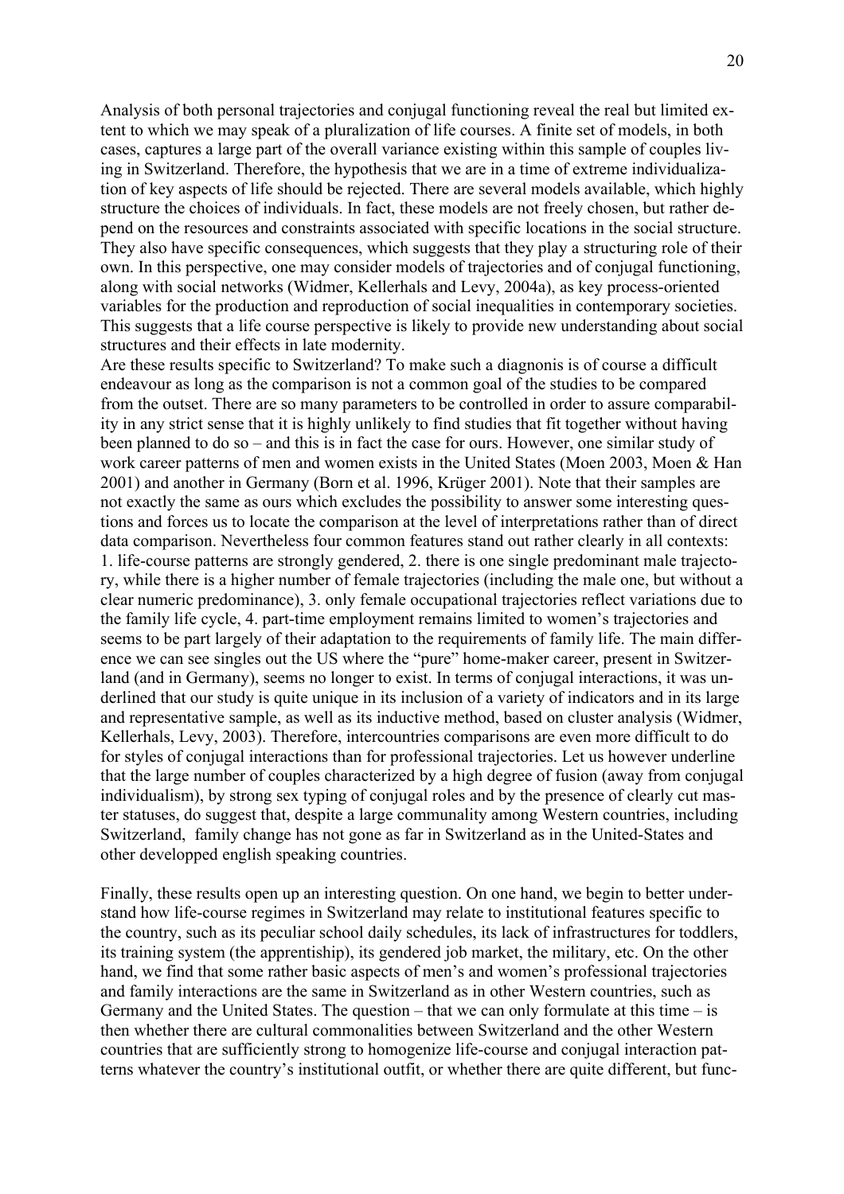Analysis of both personal trajectories and conjugal functioning reveal the real but limited extent to which we may speak of a pluralization of life courses. A finite set of models, in both cases, captures a large part of the overall variance existing within this sample of couples living in Switzerland. Therefore, the hypothesis that we are in a time of extreme individualization of key aspects of life should be rejected. There are several models available, which highly structure the choices of individuals. In fact, these models are not freely chosen, but rather depend on the resources and constraints associated with specific locations in the social structure. They also have specific consequences, which suggests that they play a structuring role of their own. In this perspective, one may consider models of trajectories and of conjugal functioning, along with social networks (Widmer, Kellerhals and Levy, 2004a), as key process-oriented variables for the production and reproduction of social inequalities in contemporary societies. This suggests that a life course perspective is likely to provide new understanding about social structures and their effects in late modernity.

Are these results specific to Switzerland? To make such a diagnonis is of course a difficult endeavour as long as the comparison is not a common goal of the studies to be compared from the outset. There are so many parameters to be controlled in order to assure comparability in any strict sense that it is highly unlikely to find studies that fit together without having been planned to do so – and this is in fact the case for ours. However, one similar study of work career patterns of men and women exists in the United States (Moen 2003, Moen & Han 2001) and another in Germany (Born et al. 1996, Krüger 2001). Note that their samples are not exactly the same as ours which excludes the possibility to answer some interesting questions and forces us to locate the comparison at the level of interpretations rather than of direct data comparison. Nevertheless four common features stand out rather clearly in all contexts: 1. life-course patterns are strongly gendered, 2. there is one single predominant male trajectory, while there is a higher number of female trajectories (including the male one, but without a clear numeric predominance), 3. only female occupational trajectories reflect variations due to the family life cycle, 4. part-time employment remains limited to women's trajectories and seems to be part largely of their adaptation to the requirements of family life. The main difference we can see singles out the US where the "pure" home-maker career, present in Switzerland (and in Germany), seems no longer to exist. In terms of conjugal interactions, it was underlined that our study is quite unique in its inclusion of a variety of indicators and in its large and representative sample, as well as its inductive method, based on cluster analysis (Widmer, Kellerhals, Levy, 2003). Therefore, intercountries comparisons are even more difficult to do for styles of conjugal interactions than for professional trajectories. Let us however underline that the large number of couples characterized by a high degree of fusion (away from conjugal individualism), by strong sex typing of conjugal roles and by the presence of clearly cut master statuses, do suggest that, despite a large communality among Western countries, including Switzerland, family change has not gone as far in Switzerland as in the United-States and other developped english speaking countries.

Finally, these results open up an interesting question. On one hand, we begin to better understand how life-course regimes in Switzerland may relate to institutional features specific to the country, such as its peculiar school daily schedules, its lack of infrastructures for toddlers, its training system (the apprentiship), its gendered job market, the military, etc. On the other hand, we find that some rather basic aspects of men's and women's professional trajectories and family interactions are the same in Switzerland as in other Western countries, such as Germany and the United States. The question – that we can only formulate at this time – is then whether there are cultural commonalities between Switzerland and the other Western countries that are sufficiently strong to homogenize life-course and conjugal interaction patterns whatever the country's institutional outfit, or whether there are quite different, but func-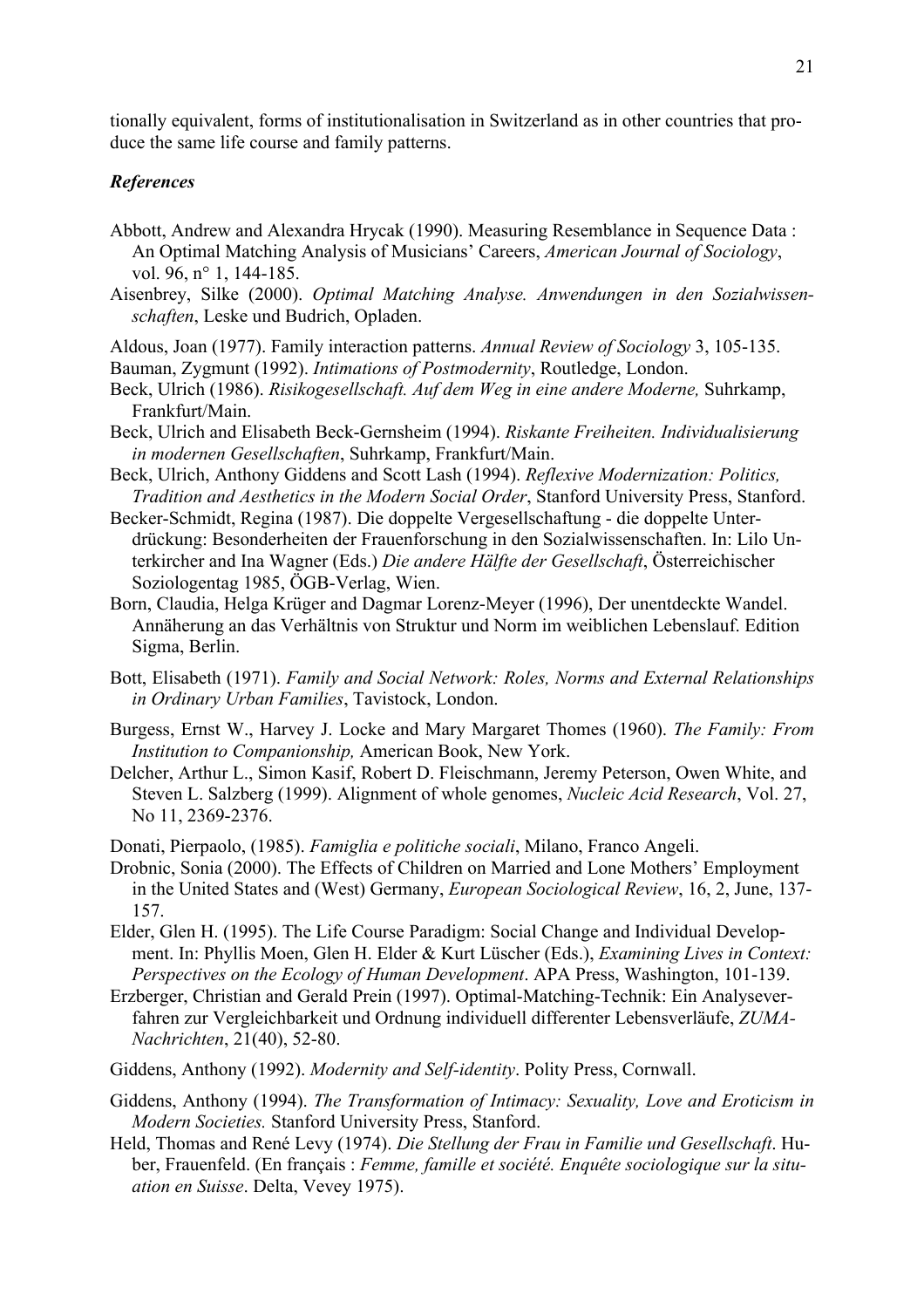tionally equivalent, forms of institutionalisation in Switzerland as in other countries that produce the same life course and family patterns.

### *References*

Abbott, Andrew and Alexandra Hrycak (1990). Measuring Resemblance in Sequence Data : An Optimal Matching Analysis of Musicians' Careers, *American Journal of Sociology*, vol. 96, n° 1, 144-185.

Aisenbrey, Silke (2000). *Optimal Matching Analyse. Anwendungen in den Sozialwissenschaften*, Leske und Budrich, Opladen.

Aldous, Joan (1977). Family interaction patterns. *Annual Review of Sociology* 3, 105-135.

Bauman, Zygmunt (1992). *Intimations of Postmodernity*, Routledge, London.

Beck, Ulrich (1986). *Risikogesellschaft. Auf dem Weg in eine andere Moderne,* Suhrkamp, Frankfurt/Main.

Beck, Ulrich and Elisabeth Beck-Gernsheim (1994). *Riskante Freiheiten. Individualisierung in modernen Gesellschaften*, Suhrkamp, Frankfurt/Main.

Beck, Ulrich, Anthony Giddens and Scott Lash (1994). *Reflexive Modernization: Politics, Tradition and Aesthetics in the Modern Social Order*, Stanford University Press, Stanford.

Becker-Schmidt, Regina (1987). Die doppelte Vergesellschaftung - die doppelte Unterdrückung: Besonderheiten der Frauenforschung in den Sozialwissenschaften. In: Lilo Unterkircher and Ina Wagner (Eds.) *Die andere Hälfte der Gesellschaft*, Österreichischer Soziologentag 1985, ÖGB-Verlag, Wien.

Born, Claudia, Helga Krüger and Dagmar Lorenz-Meyer (1996), Der unentdeckte Wandel. Annäherung an das Verhältnis von Struktur und Norm im weiblichen Lebenslauf. Edition Sigma, Berlin.

Bott, Elisabeth (1971). *Family and Social Network: Roles, Norms and External Relationships in Ordinary Urban Families*, Tavistock, London.

Burgess, Ernst W., Harvey J. Locke and Mary Margaret Thomes (1960). *The Family: From Institution to Companionship,* American Book, New York.

Delcher, Arthur L., Simon Kasif, Robert D. Fleischmann, Jeremy Peterson, Owen White, and Steven L. Salzberg (1999). Alignment of whole genomes, *Nucleic Acid Research*, Vol. 27, No 11, 2369-2376.

Donati, Pierpaolo, (1985). *Famiglia e politiche sociali*, Milano, Franco Angeli.

Drobnic, Sonia (2000). The Effects of Children on Married and Lone Mothers' Employment in the United States and (West) Germany, *European Sociological Review*, 16, 2, June, 137-157.

Elder, Glen H. (1995). The Life Course Paradigm: Social Change and Individual Development. In: Phyllis Moen, Glen H. Elder & Kurt Lüscher (Eds.), *Examining Lives in Context: Perspectives on the Ecology of Human Development*. APA Press, Washington, 101-139.

Erzberger, Christian and Gerald Prein (1997). Optimal-Matching-Technik: Ein Analyseverfahren zur Vergleichbarkeit und Ordnung individuell differenter Lebensverläufe, *ZUMA-Nachrichten*, 21(40), 52-80.

Giddens, Anthony (1992). *Modernity and Self-identity*. Polity Press, Cornwall.

Giddens, Anthony (1994). *The Transformation of Intimacy: Sexuality, Love and Eroticism in Modern Societies.* Stanford University Press, Stanford.

Held, Thomas and René Levy (1974). *Die Stellung der Frau in Familie und Gesellschaft*. Huber, Frauenfeld. (En français : *Femme, famille et société. Enquête sociologique sur la situation en Suisse*. Delta, Vevey 1975).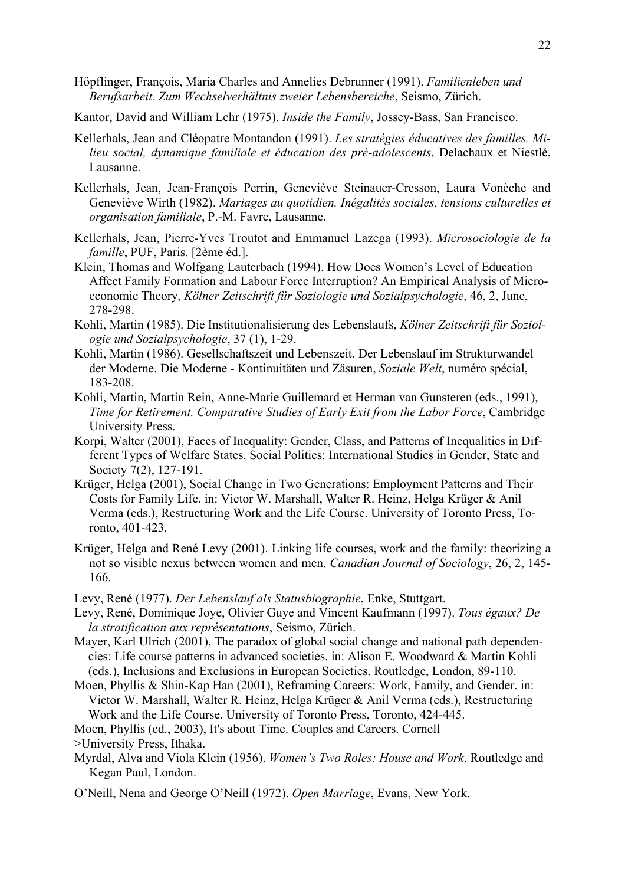Höpflinger, François, Maria Charles and Annelies Debrunner (1991). *Familienleben und Berufsarbeit. Zum Wechselverhältnis zweier Lebensbereiche*, Seismo, Zürich.

Kantor, David and William Lehr (1975). *Inside the Family*, Jossey-Bass, San Francisco.

Kellerhals, Jean and Cléopatre Montandon (1991). *Les stratégies éducatives des familles. Milieu social, dynamique familiale et éducation des pré-adolescents*, Delachaux et Niestlé, Lausanne.

Kellerhals, Jean, Jean-François Perrin, Geneviève Steinauer-Cresson, Laura Vonèche and Geneviève Wirth (1982). *Mariages au quotidien. Inégalités sociales, tensions culturelles et organisation familiale*, P.-M. Favre, Lausanne.

Kellerhals, Jean, Pierre-Yves Troutot and Emmanuel Lazega (1993). *Microsociologie de la famille*, PUF, Paris. [2ème éd.].

Klein, Thomas and Wolfgang Lauterbach (1994). How Does Women's Level of Education Affect Family Formation and Labour Force Interruption? An Empirical Analysis of Microeconomic Theory, *Kölner Zeitschrift für Soziologie und Sozialpsychologie*, 46, 2, June, 278-298.

Kohli, Martin (1985). Die Institutionalisierung des Lebenslaufs, *Kölner Zeitschrift für Soziologie und Sozialpsychologie*, 37 (1), 1-29.

Kohli, Martin (1986). Gesellschaftszeit und Lebenszeit. Der Lebenslauf im Strukturwandel der Moderne. Die Moderne - Kontinuitäten und Zäsuren, *Soziale Welt*, numéro spécial, 183-208.

Kohli, Martin, Martin Rein, Anne-Marie Guillemard et Herman van Gunsteren (eds., 1991), *Time for Retirement. Comparative Studies of Early Exit from the Labor Force*, Cambridge University Press.

Korpi, Walter (2001), Faces of Inequality: Gender, Class, and Patterns of Inequalities in Different Types of Welfare States. Social Politics: International Studies in Gender, State and Society 7(2), 127-191.

Krüger, Helga (2001), Social Change in Two Generations: Employment Patterns and Their Costs for Family Life. in: Victor W. Marshall, Walter R. Heinz, Helga Krüger & Anil Verma (eds.), Restructuring Work and the Life Course. University of Toronto Press, Toronto, 401-423.

Krüger, Helga and René Levy (2001). Linking life courses, work and the family: theorizing a not so visible nexus between women and men. *Canadian Journal of Sociology*, 26, 2, 145-166.

Levy, René (1977). *Der Lebenslauf als Statusbiographie*, Enke, Stuttgart.

Levy, René, Dominique Joye, Olivier Guye and Vincent Kaufmann (1997). *Tous égaux? De la stratification aux représentations*, Seismo, Zürich.

Mayer, Karl Ulrich (2001), The paradox of global social change and national path dependencies: Life course patterns in advanced societies. in: Alison E. Woodward & Martin Kohli (eds.), Inclusions and Exclusions in European Societies. Routledge, London, 89-110.

Moen, Phyllis & Shin-Kap Han (2001), Reframing Careers: Work, Family, and Gender. in: Victor W. Marshall, Walter R. Heinz, Helga Krüger & Anil Verma (eds.), Restructuring Work and the Life Course. University of Toronto Press, Toronto, 424-445.

Moen, Phyllis (ed., 2003), It's about Time. Couples and Careers. Cornell >University Press, Ithaka.

Myrdal, Alva and Viola Klein (1956). *Women's Two Roles: House and Work*, Routledge and Kegan Paul, London.

O'Neill, Nena and George O'Neill (1972). *Open Marriage*, Evans, New York.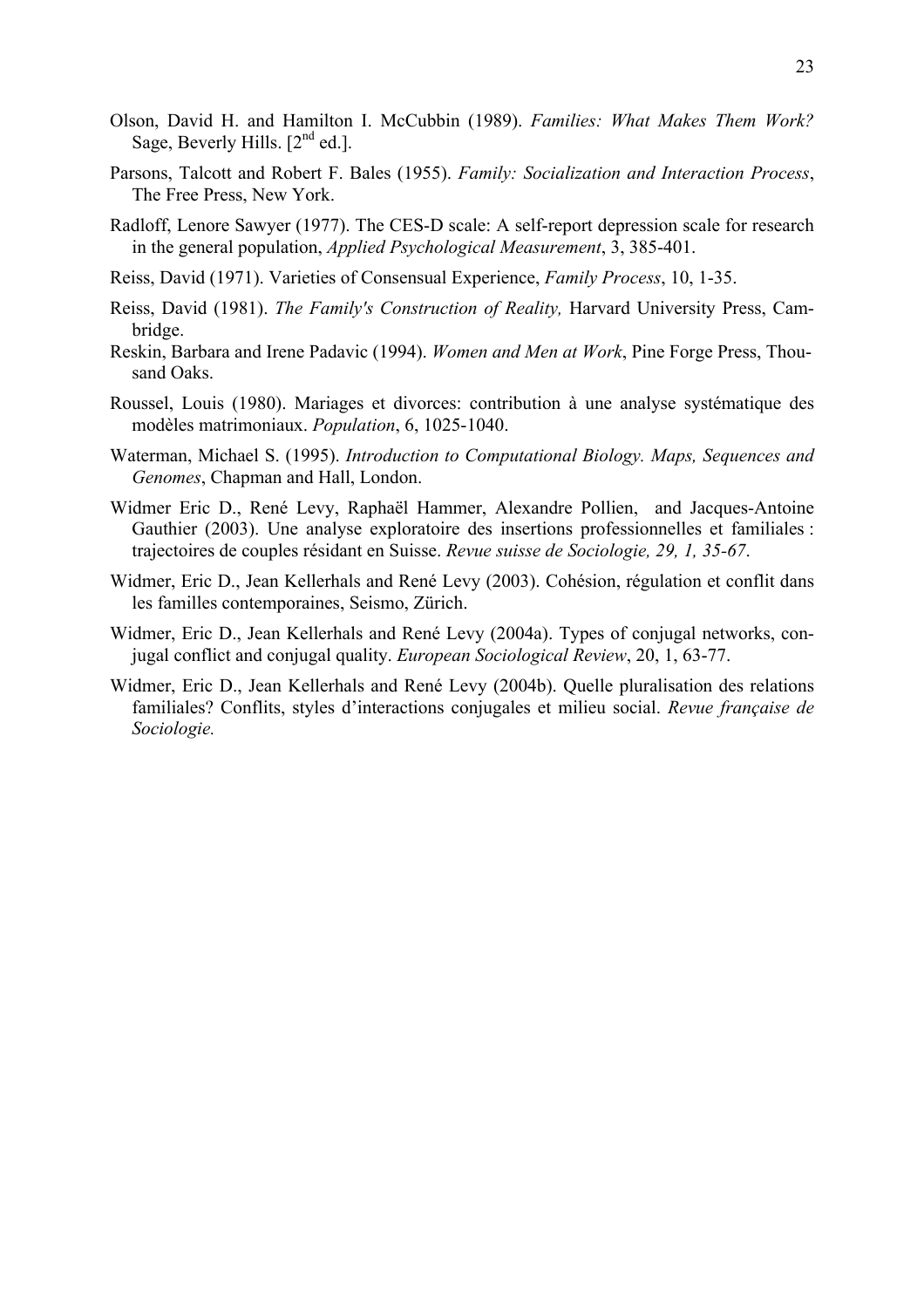Olson, David H. and Hamilton I. McCubbin (1989). *Families: What Makes Them Work?* Sage, Beverly Hills. [2nd ed.].

Parsons, Talcott and Robert F. Bales (1955). *Family: Socialization and Interaction Process*, The Free Press, New York.

Radloff, Lenore Sawyer (1977). The CES-D scale: A self-report depression scale for research in the general population, *Applied Psychological Measurement*, 3, 385-401.

Reiss, David (1971). Varieties of Consensual Experience, *Family Process*, 10, 1-35.

Reiss, David (1981). *The Family's Construction of Reality,* Harvard University Press, Cambridge.

Reskin, Barbara and Irene Padavic (1994). *Women and Men at Work*, Pine Forge Press, Thousand Oaks.

Roussel, Louis (1980). Mariages et divorces: contribution à une analyse systématique des modèles matrimoniaux. *Population*, 6, 1025-1040.

Waterman, Michael S. (1995). *Introduction to Computational Biology. Maps, Sequences and Genomes*, Chapman and Hall, London.

Widmer Eric D., René Levy, Raphaël Hammer, Alexandre Pollien, and Jacques-Antoine Gauthier (2003). Une analyse exploratoire des insertions professionnelles et familiales : trajectoires de couples résidant en Suisse. *Revue suisse de Sociologie, 29, 1, 35-67*.

Widmer, Eric D., Jean Kellerhals and René Levy (2003). Cohésion, régulation et conflit dans les familles contemporaines, Seismo, Zürich.

Widmer, Eric D., Jean Kellerhals and René Levy (2004a). Types of conjugal networks, conjugal conflict and conjugal quality. *European Sociological Review*, 20, 1, 63-77.

Widmer, Eric D., Jean Kellerhals and René Levy (2004b). Quelle pluralisation des relations familiales? Conflits, styles d'interactions conjugales et milieu social. *Revue française de Sociologie.*